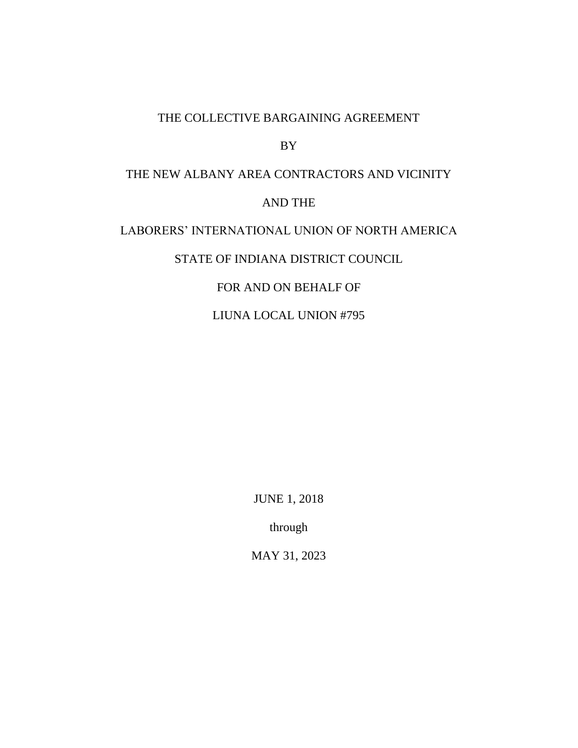# THE COLLECTIVE BARGAINING AGREEMENT

BY

THE NEW ALBANY AREA CONTRACTORS AND VICINITY

AND THE

LABORERS' INTERNATIONAL UNION OF NORTH AMERICA

STATE OF INDIANA DISTRICT COUNCIL

FOR AND ON BEHALF OF

LIUNA LOCAL UNION #795

JUNE 1, 2018

through

MAY 31, 2023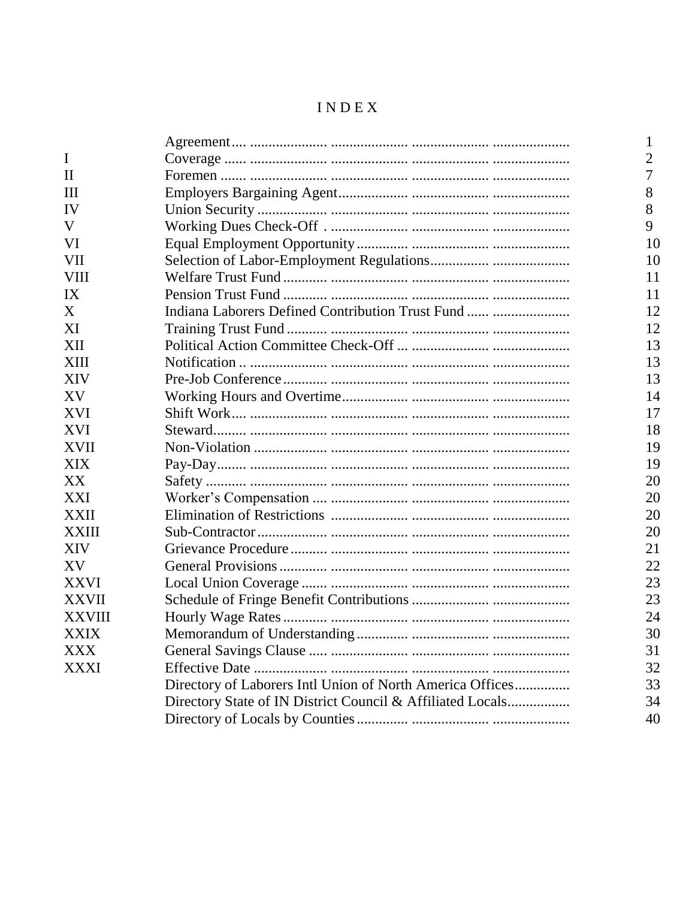# INDEX

| | | |
|---|---|---|
| | Agreement | 1 |
| I | Coverage | 2 |
| II | Foremen | 7 |
| III | Employers Bargaining Agent | 8 |
| IV | Union Security | 8 |
| V | Working Dues Check-Off | 9 |
| VI | Equal Employment Opportunity | 10 |
| VII | Selection of Labor-Employment Regulations | 10 |
| VIII | Welfare Trust Fund | 11 |
| IX | Pension Trust Fund | 11 |
| X | Indiana Laborers Defined Contribution Trust Fund | 12 |
| XI | Training Trust Fund | 12 |
| XII | Political Action Committee Check-Off | 13 |
| XIII | Notification | 13 |
| XIV | Pre-Job Conference | 13 |
| XV | Working Hours and Overtime | 14 |
| XVI | Shift Work | 17 |
| XVI | Steward | 18 |
| XVII | Non-Violation | 19 |
| XIX | Pay-Day | 19 |
| XX | Safety | 20 |
| XXI | Worker's Compensation | 20 |
| XXII | Elimination of Restrictions | 20 |
| XXIII | Sub-Contractor | 20 |
| XIV | Grievance Procedure | 21 |
| XV | General Provisions | 22 |
| XXVI | Local Union Coverage | 23 |
| XXVII | Schedule of Fringe Benefit Contributions | 23 |
| XXVIII | Hourly Wage Rates | 24 |
| XXIX | Memorandum of Understanding | 30 |
| XXX | General Savings Clause | 31 |
| XXXI | Effective Date | 32 |
| | Directory of Laborers Intl Union of North America Offices | 33 |
| | Directory State of IN District Council & Affiliated Locals | 34 |
| | Directory of Locals by Counties | 40 |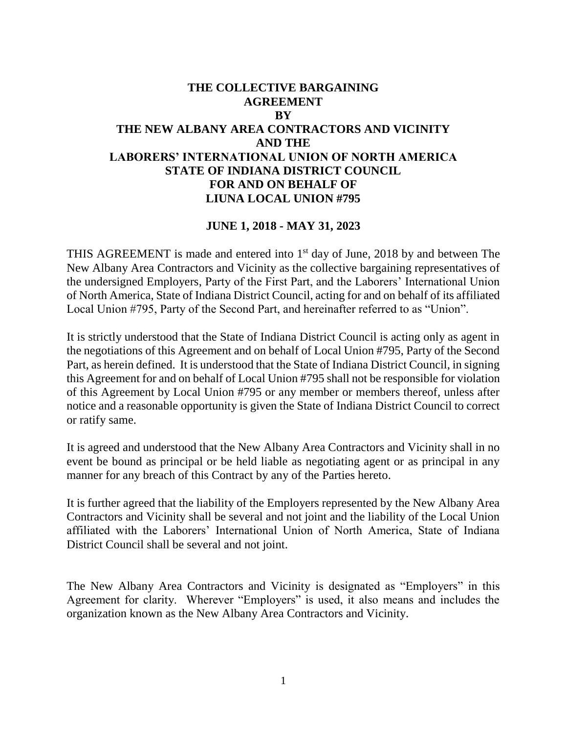# THE COLLECTIVE BARGAINING AGREEMENT BY THE NEW ALBANY AREA CONTRACTORS AND VICINITY AND THE LABORERS' INTERNATIONAL UNION OF NORTH AMERICA STATE OF INDIANA DISTRICT COUNCIL FOR AND ON BEHALF OF LIUNA LOCAL UNION #795

**JUNE 1, 2018 - MAY 31, 2023**

THIS AGREEMENT is made and entered into 1st day of June, 2018 by and between The New Albany Area Contractors and Vicinity as the collective bargaining representatives of the undersigned Employers, Party of the First Part, and the Laborers' International Union of North America, State of Indiana District Council, acting for and on behalf of its affiliated Local Union #795, Party of the Second Part, and hereinafter referred to as "Union".

It is strictly understood that the State of Indiana District Council is acting only as agent in the negotiations of this Agreement and on behalf of Local Union #795, Party of the Second Part, as herein defined. It is understood that the State of Indiana District Council, in signing this Agreement for and on behalf of Local Union #795 shall not be responsible for violation of this Agreement by Local Union #795 or any member or members thereof, unless after notice and a reasonable opportunity is given the State of Indiana District Council to correct or ratify same.

It is agreed and understood that the New Albany Area Contractors and Vicinity shall in no event be bound as principal or be held liable as negotiating agent or as principal in any manner for any breach of this Contract by any of the Parties hereto.

It is further agreed that the liability of the Employers represented by the New Albany Area Contractors and Vicinity shall be several and not joint and the liability of the Local Union affiliated with the Laborers' International Union of North America, State of Indiana District Council shall be several and not joint.

The New Albany Area Contractors and Vicinity is designated as "Employers" in this Agreement for clarity. Wherever "Employers" is used, it also means and includes the organization known as the New Albany Area Contractors and Vicinity.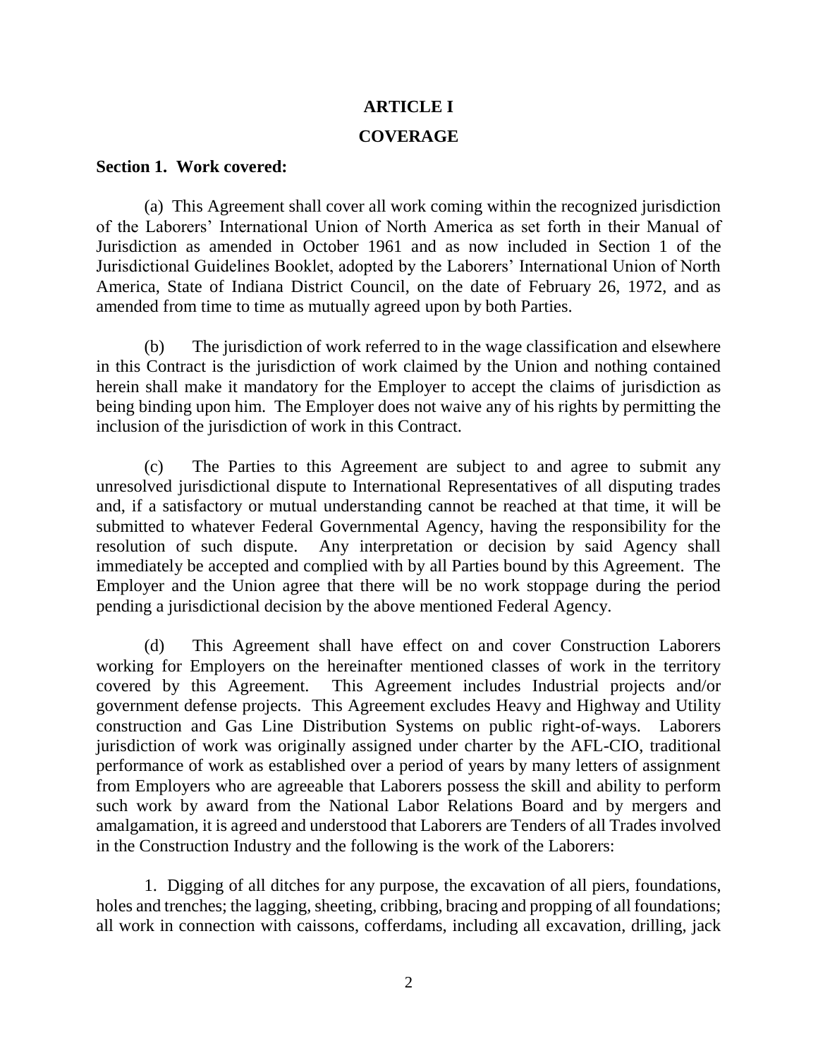# ARTICLE I

## COVERAGE

**Section 1. Work covered:**

(a) This Agreement shall cover all work coming within the recognized jurisdiction of the Laborers' International Union of North America as set forth in their Manual of Jurisdiction as amended in October 1961 and as now included in Section 1 of the Jurisdictional Guidelines Booklet, adopted by the Laborers' International Union of North America, State of Indiana District Council, on the date of February 26, 1972, and as amended from time to time as mutually agreed upon by both Parties.

(b) The jurisdiction of work referred to in the wage classification and elsewhere in this Contract is the jurisdiction of work claimed by the Union and nothing contained herein shall make it mandatory for the Employer to accept the claims of jurisdiction as being binding upon him. The Employer does not waive any of his rights by permitting the inclusion of the jurisdiction of work in this Contract.

(c) The Parties to this Agreement are subject to and agree to submit any unresolved jurisdictional dispute to International Representatives of all disputing trades and, if a satisfactory or mutual understanding cannot be reached at that time, it will be submitted to whatever Federal Governmental Agency, having the responsibility for the resolution of such dispute. Any interpretation or decision by said Agency shall immediately be accepted and complied with by all Parties bound by this Agreement. The Employer and the Union agree that there will be no work stoppage during the period pending a jurisdictional decision by the above mentioned Federal Agency.

(d) This Agreement shall have effect on and cover Construction Laborers working for Employers on the hereinafter mentioned classes of work in the territory covered by this Agreement. This Agreement includes Industrial projects and/or government defense projects. This Agreement excludes Heavy and Highway and Utility construction and Gas Line Distribution Systems on public right-of-ways. Laborers jurisdiction of work was originally assigned under charter by the AFL-CIO, traditional performance of work as established over a period of years by many letters of assignment from Employers who are agreeable that Laborers possess the skill and ability to perform such work by award from the National Labor Relations Board and by mergers and amalgamation, it is agreed and understood that Laborers are Tenders of all Trades involved in the Construction Industry and the following is the work of the Laborers:

1. Digging of all ditches for any purpose, the excavation of all piers, foundations, holes and trenches; the lagging, sheeting, cribbing, bracing and propping of all foundations; all work in connection with caissons, cofferdams, including all excavation, drilling, jack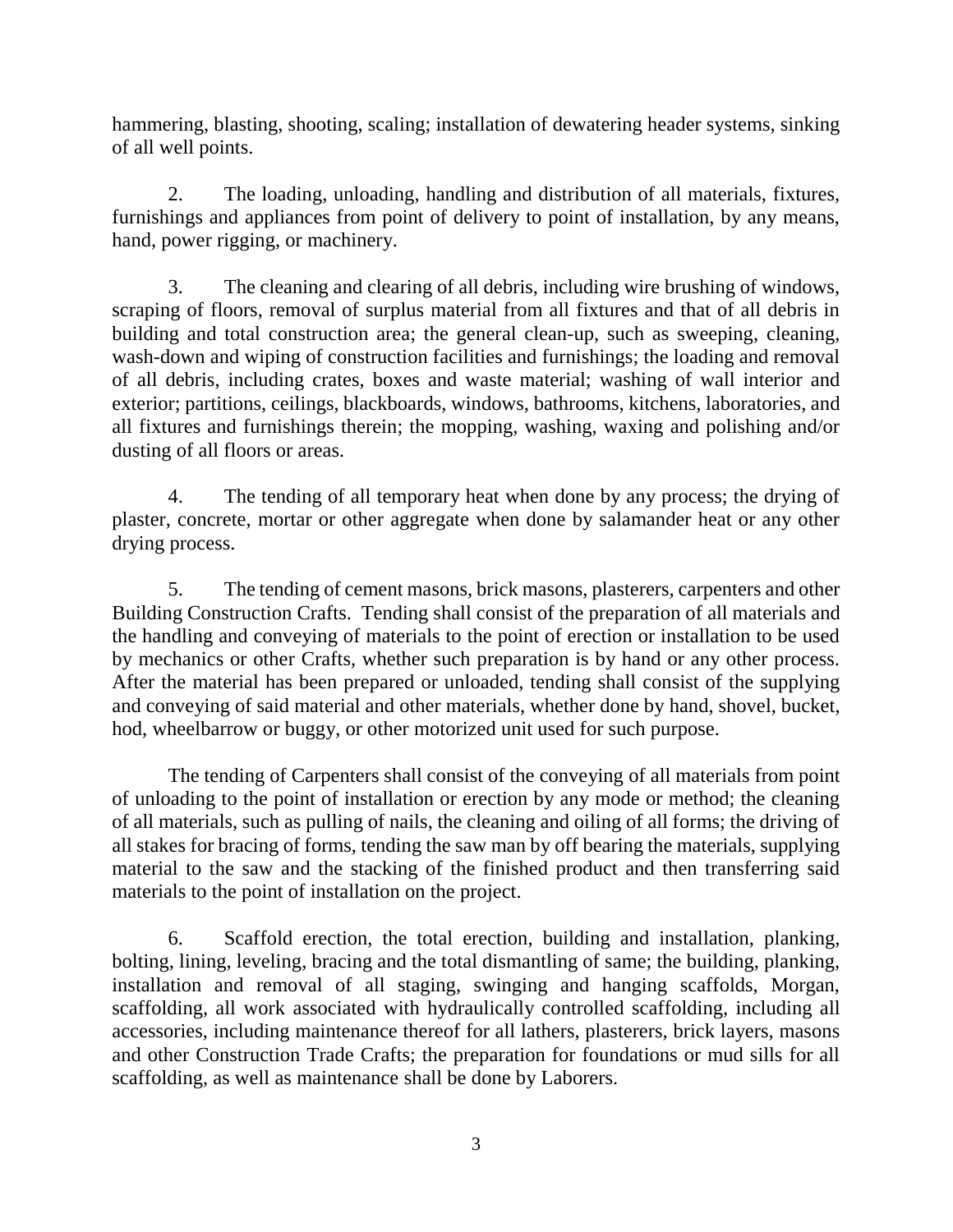hammering, blasting, shooting, scaling; installation of dewatering header systems, sinking of all well points.

2. The loading, unloading, handling and distribution of all materials, fixtures, furnishings and appliances from point of delivery to point of installation, by any means, hand, power rigging, or machinery.

3. The cleaning and clearing of all debris, including wire brushing of windows, scraping of floors, removal of surplus material from all fixtures and that of all debris in building and total construction area; the general clean-up, such as sweeping, cleaning, wash-down and wiping of construction facilities and furnishings; the loading and removal of all debris, including crates, boxes and waste material; washing of wall interior and exterior; partitions, ceilings, blackboards, windows, bathrooms, kitchens, laboratories, and all fixtures and furnishings therein; the mopping, washing, waxing and polishing and/or dusting of all floors or areas.

4. The tending of all temporary heat when done by any process; the drying of plaster, concrete, mortar or other aggregate when done by salamander heat or any other drying process.

5. The tending of cement masons, brick masons, plasterers, carpenters and other Building Construction Crafts. Tending shall consist of the preparation of all materials and the handling and conveying of materials to the point of erection or installation to be used by mechanics or other Crafts, whether such preparation is by hand or any other process. After the material has been prepared or unloaded, tending shall consist of the supplying and conveying of said material and other materials, whether done by hand, shovel, bucket, hod, wheelbarrow or buggy, or other motorized unit used for such purpose.

The tending of Carpenters shall consist of the conveying of all materials from point of unloading to the point of installation or erection by any mode or method; the cleaning of all materials, such as pulling of nails, the cleaning and oiling of all forms; the driving of all stakes for bracing of forms, tending the saw man by off bearing the materials, supplying material to the saw and the stacking of the finished product and then transferring said materials to the point of installation on the project.

6. Scaffold erection, the total erection, building and installation, planking, bolting, lining, leveling, bracing and the total dismantling of same; the building, planking, installation and removal of all staging, swinging and hanging scaffolds, Morgan, scaffolding, all work associated with hydraulically controlled scaffolding, including all accessories, including maintenance thereof for all lathers, plasterers, brick layers, masons and other Construction Trade Crafts; the preparation for foundations or mud sills for all scaffolding, as well as maintenance shall be done by Laborers.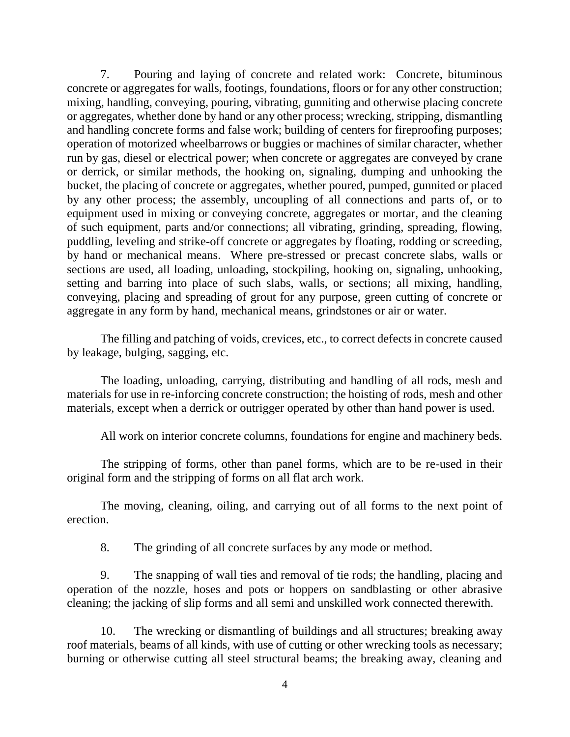7. Pouring and laying of concrete and related work: Concrete, bituminous concrete or aggregates for walls, footings, foundations, floors or for any other construction; mixing, handling, conveying, pouring, vibrating, gunniting and otherwise placing concrete or aggregates, whether done by hand or any other process; wrecking, stripping, dismantling and handling concrete forms and false work; building of centers for fireproofing purposes; operation of motorized wheelbarrows or buggies or machines of similar character, whether run by gas, diesel or electrical power; when concrete or aggregates are conveyed by crane or derrick, or similar methods, the hooking on, signaling, dumping and unhooking the bucket, the placing of concrete or aggregates, whether poured, pumped, gunnited or placed by any other process; the assembly, uncoupling of all connections and parts of, or to equipment used in mixing or conveying concrete, aggregates or mortar, and the cleaning of such equipment, parts and/or connections; all vibrating, grinding, spreading, flowing, puddling, leveling and strike-off concrete or aggregates by floating, rodding or screeding, by hand or mechanical means. Where pre-stressed or precast concrete slabs, walls or sections are used, all loading, unloading, stockpiling, hooking on, signaling, unhooking, setting and barring into place of such slabs, walls, or sections; all mixing, handling, conveying, placing and spreading of grout for any purpose, green cutting of concrete or aggregate in any form by hand, mechanical means, grindstones or air or water.

The filling and patching of voids, crevices, etc., to correct defects in concrete caused by leakage, bulging, sagging, etc.

The loading, unloading, carrying, distributing and handling of all rods, mesh and materials for use in re-inforcing concrete construction; the hoisting of rods, mesh and other materials, except when a derrick or outrigger operated by other than hand power is used.

All work on interior concrete columns, foundations for engine and machinery beds.

The stripping of forms, other than panel forms, which are to be re-used in their original form and the stripping of forms on all flat arch work.

The moving, cleaning, oiling, and carrying out of all forms to the next point of erection.

8. The grinding of all concrete surfaces by any mode or method.

9. The snapping of wall ties and removal of tie rods; the handling, placing and operation of the nozzle, hoses and pots or hoppers on sandblasting or other abrasive cleaning; the jacking of slip forms and all semi and unskilled work connected therewith.

10. The wrecking or dismantling of buildings and all structures; breaking away roof materials, beams of all kinds, with use of cutting or other wrecking tools as necessary; burning or otherwise cutting all steel structural beams; the breaking away, cleaning and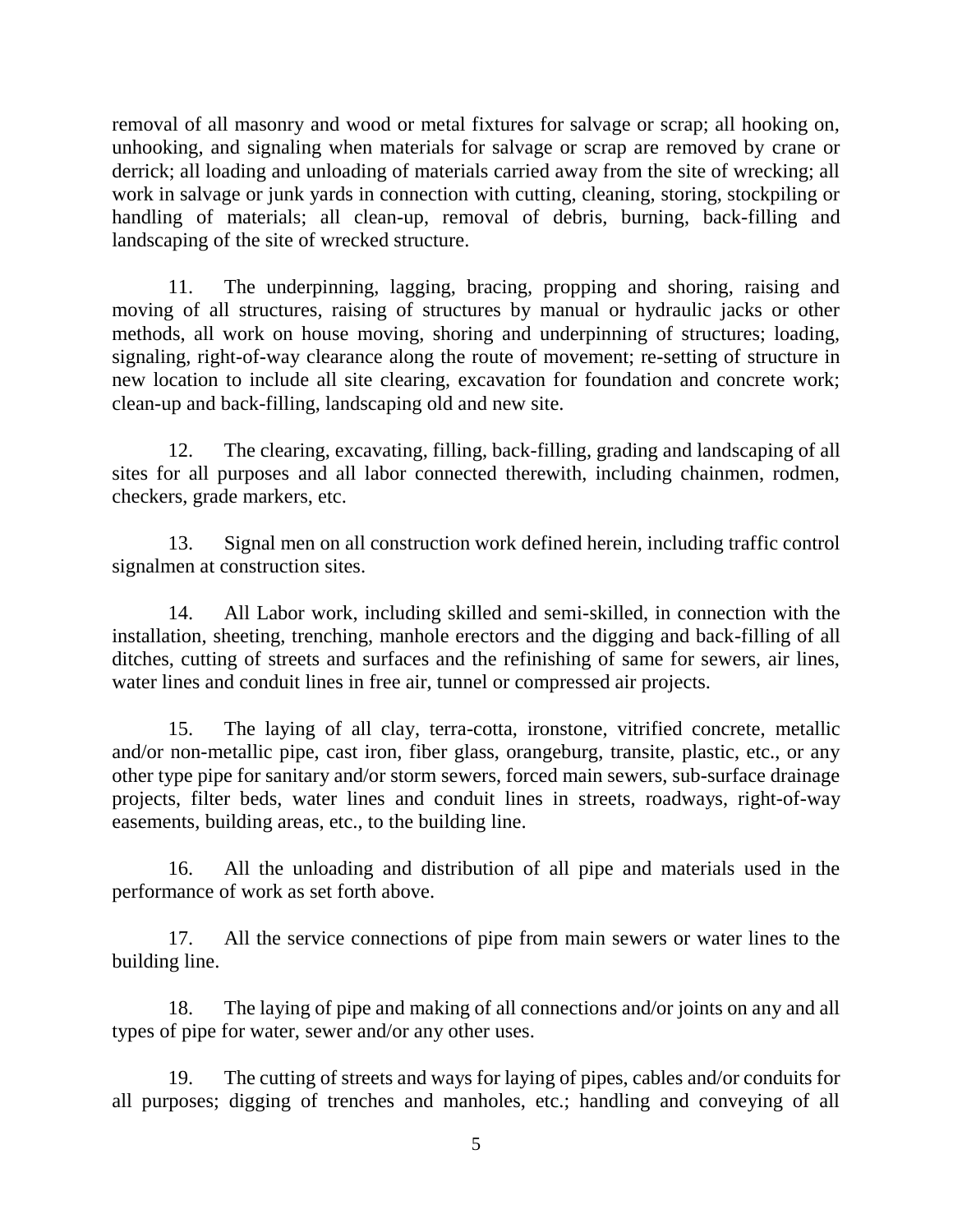removal of all masonry and wood or metal fixtures for salvage or scrap; all hooking on, unhooking, and signaling when materials for salvage or scrap are removed by crane or derrick; all loading and unloading of materials carried away from the site of wrecking; all work in salvage or junk yards in connection with cutting, cleaning, storing, stockpiling or handling of materials; all clean-up, removal of debris, burning, back-filling and landscaping of the site of wrecked structure.

11. The underpinning, lagging, bracing, propping and shoring, raising and moving of all structures, raising of structures by manual or hydraulic jacks or other methods, all work on house moving, shoring and underpinning of structures; loading, signaling, right-of-way clearance along the route of movement; re-setting of structure in new location to include all site clearing, excavation for foundation and concrete work; clean-up and back-filling, landscaping old and new site.

12. The clearing, excavating, filling, back-filling, grading and landscaping of all sites for all purposes and all labor connected therewith, including chainmen, rodmen, checkers, grade markers, etc.

13. Signal men on all construction work defined herein, including traffic control signalmen at construction sites.

14. All Labor work, including skilled and semi-skilled, in connection with the installation, sheeting, trenching, manhole erectors and the digging and back-filling of all ditches, cutting of streets and surfaces and the refinishing of same for sewers, air lines, water lines and conduit lines in free air, tunnel or compressed air projects.

15. The laying of all clay, terra-cotta, ironstone, vitrified concrete, metallic and/or non-metallic pipe, cast iron, fiber glass, orangeburg, transite, plastic, etc., or any other type pipe for sanitary and/or storm sewers, forced main sewers, sub-surface drainage projects, filter beds, water lines and conduit lines in streets, roadways, right-of-way easements, building areas, etc., to the building line.

16. All the unloading and distribution of all pipe and materials used in the performance of work as set forth above.

17. All the service connections of pipe from main sewers or water lines to the building line.

18. The laying of pipe and making of all connections and/or joints on any and all types of pipe for water, sewer and/or any other uses.

19. The cutting of streets and ways for laying of pipes, cables and/or conduits for all purposes; digging of trenches and manholes, etc.; handling and conveying of all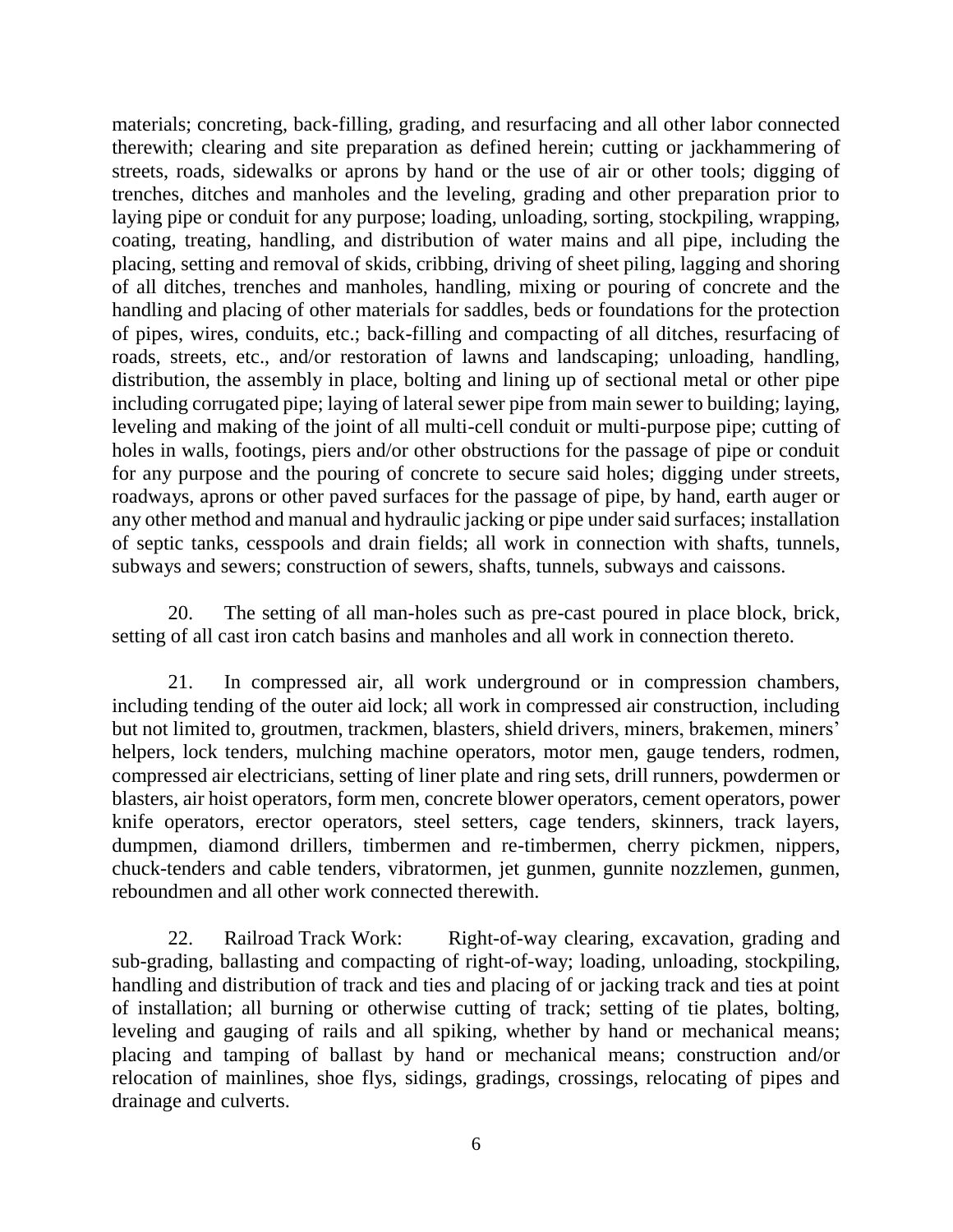materials; concreting, back-filling, grading, and resurfacing and all other labor connected therewith; clearing and site preparation as defined herein; cutting or jackhammering of streets, roads, sidewalks or aprons by hand or the use of air or other tools; digging of trenches, ditches and manholes and the leveling, grading and other preparation prior to laying pipe or conduit for any purpose; loading, unloading, sorting, stockpiling, wrapping, coating, treating, handling, and distribution of water mains and all pipe, including the placing, setting and removal of skids, cribbing, driving of sheet piling, lagging and shoring of all ditches, trenches and manholes, handling, mixing or pouring of concrete and the handling and placing of other materials for saddles, beds or foundations for the protection of pipes, wires, conduits, etc.; back-filling and compacting of all ditches, resurfacing of roads, streets, etc., and/or restoration of lawns and landscaping; unloading, handling, distribution, the assembly in place, bolting and lining up of sectional metal or other pipe including corrugated pipe; laying of lateral sewer pipe from main sewer to building; laying, leveling and making of the joint of all multi-cell conduit or multi-purpose pipe; cutting of holes in walls, footings, piers and/or other obstructions for the passage of pipe or conduit for any purpose and the pouring of concrete to secure said holes; digging under streets, roadways, aprons or other paved surfaces for the passage of pipe, by hand, earth auger or any other method and manual and hydraulic jacking or pipe under said surfaces; installation of septic tanks, cesspools and drain fields; all work in connection with shafts, tunnels, subways and sewers; construction of sewers, shafts, tunnels, subways and caissons.

20. The setting of all man-holes such as pre-cast poured in place block, brick, setting of all cast iron catch basins and manholes and all work in connection thereto.

21. In compressed air, all work underground or in compression chambers, including tending of the outer aid lock; all work in compressed air construction, including but not limited to, groutmen, trackmen, blasters, shield drivers, miners, brakemen, miners' helpers, lock tenders, mulching machine operators, motor men, gauge tenders, rodmen, compressed air electricians, setting of liner plate and ring sets, drill runners, powdermen or blasters, air hoist operators, form men, concrete blower operators, cement operators, power knife operators, erector operators, steel setters, cage tenders, skinners, track layers, dumpmen, diamond drillers, timbermen and re-timbermen, cherry pickmen, nippers, chuck-tenders and cable tenders, vibratormen, jet gunmen, gunnite nozzlemen, gunmen, reboundmen and all other work connected therewith.

22. Railroad Track Work: Right-of-way clearing, excavation, grading and sub-grading, ballasting and compacting of right-of-way; loading, unloading, stockpiling, handling and distribution of track and ties and placing of or jacking track and ties at point of installation; all burning or otherwise cutting of track; setting of tie plates, bolting, leveling and gauging of rails and all spiking, whether by hand or mechanical means; placing and tamping of ballast by hand or mechanical means; construction and/or relocation of mainlines, shoe flys, sidings, gradings, crossings, relocating of pipes and drainage and culverts.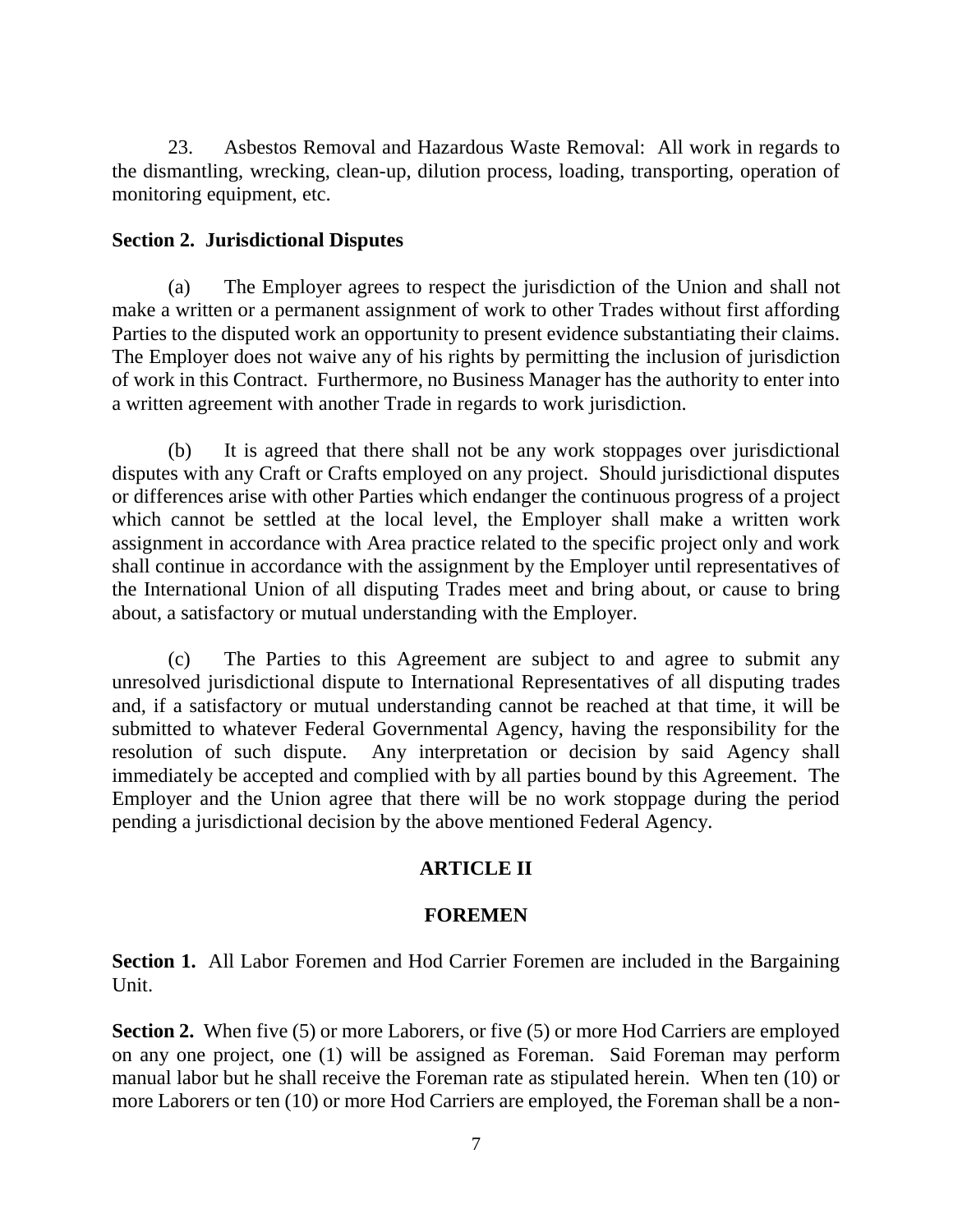23. Asbestos Removal and Hazardous Waste Removal: All work in regards to the dismantling, wrecking, clean-up, dilution process, loading, transporting, operation of monitoring equipment, etc.

**Section 2. Jurisdictional Disputes**

(a) The Employer agrees to respect the jurisdiction of the Union and shall not make a written or a permanent assignment of work to other Trades without first affording Parties to the disputed work an opportunity to present evidence substantiating their claims. The Employer does not waive any of his rights by permitting the inclusion of jurisdiction of work in this Contract. Furthermore, no Business Manager has the authority to enter into a written agreement with another Trade in regards to work jurisdiction.

(b) It is agreed that there shall not be any work stoppages over jurisdictional disputes with any Craft or Crafts employed on any project. Should jurisdictional disputes or differences arise with other Parties which endanger the continuous progress of a project which cannot be settled at the local level, the Employer shall make a written work assignment in accordance with Area practice related to the specific project only and work shall continue in accordance with the assignment by the Employer until representatives of the International Union of all disputing Trades meet and bring about, or cause to bring about, a satisfactory or mutual understanding with the Employer.

(c) The Parties to this Agreement are subject to and agree to submit any unresolved jurisdictional dispute to International Representatives of all disputing trades and, if a satisfactory or mutual understanding cannot be reached at that time, it will be submitted to whatever Federal Governmental Agency, having the responsibility for the resolution of such dispute. Any interpretation or decision by said Agency shall immediately be accepted and complied with by all parties bound by this Agreement. The Employer and the Union agree that there will be no work stoppage during the period pending a jurisdictional decision by the above mentioned Federal Agency.

## ARTICLE II

## FOREMEN

**Section 1.** All Labor Foremen and Hod Carrier Foremen are included in the Bargaining Unit.

**Section 2.** When five (5) or more Laborers, or five (5) or more Hod Carriers are employed on any one project, one (1) will be assigned as Foreman. Said Foreman may perform manual labor but he shall receive the Foreman rate as stipulated herein. When ten (10) or more Laborers or ten (10) or more Hod Carriers are employed, the Foreman shall be a non-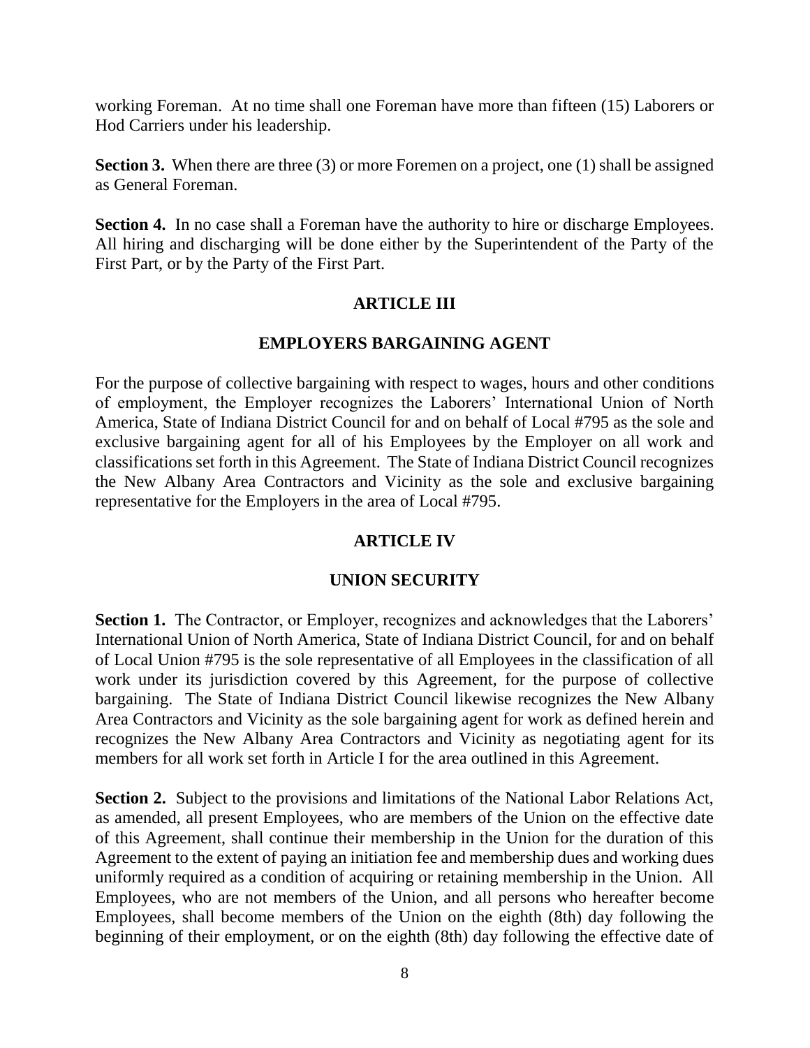working Foreman. At no time shall one Foreman have more than fifteen (15) Laborers or Hod Carriers under his leadership.

**Section 3.** When there are three (3) or more Foremen on a project, one (1) shall be assigned as General Foreman.

**Section 4.** In no case shall a Foreman have the authority to hire or discharge Employees. All hiring and discharging will be done either by the Superintendent of the Party of the First Part, or by the Party of the First Part.

## ARTICLE III

## EMPLOYERS BARGAINING AGENT

For the purpose of collective bargaining with respect to wages, hours and other conditions of employment, the Employer recognizes the Laborers' International Union of North America, State of Indiana District Council for and on behalf of Local #795 as the sole and exclusive bargaining agent for all of his Employees by the Employer on all work and classifications set forth in this Agreement. The State of Indiana District Council recognizes the New Albany Area Contractors and Vicinity as the sole and exclusive bargaining representative for the Employers in the area of Local #795.

## ARTICLE IV

## UNION SECURITY

**Section 1.** The Contractor, or Employer, recognizes and acknowledges that the Laborers' International Union of North America, State of Indiana District Council, for and on behalf of Local Union #795 is the sole representative of all Employees in the classification of all work under its jurisdiction covered by this Agreement, for the purpose of collective bargaining. The State of Indiana District Council likewise recognizes the New Albany Area Contractors and Vicinity as the sole bargaining agent for work as defined herein and recognizes the New Albany Area Contractors and Vicinity as negotiating agent for its members for all work set forth in Article I for the area outlined in this Agreement.

**Section 2.** Subject to the provisions and limitations of the National Labor Relations Act, as amended, all present Employees, who are members of the Union on the effective date of this Agreement, shall continue their membership in the Union for the duration of this Agreement to the extent of paying an initiation fee and membership dues and working dues uniformly required as a condition of acquiring or retaining membership in the Union. All Employees, who are not members of the Union, and all persons who hereafter become Employees, shall become members of the Union on the eighth (8th) day following the beginning of their employment, or on the eighth (8th) day following the effective date of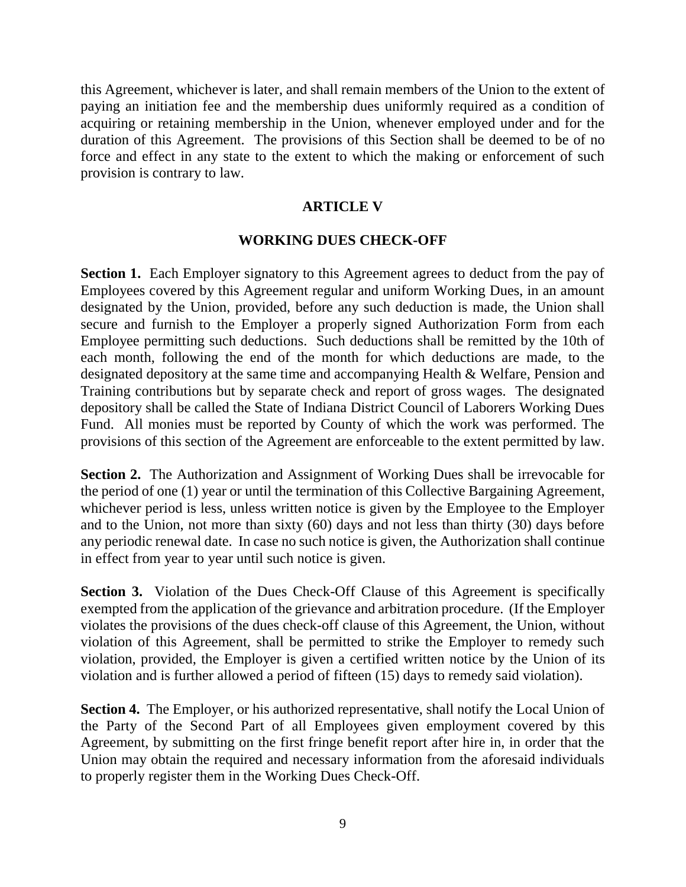this Agreement, whichever is later, and shall remain members of the Union to the extent of paying an initiation fee and the membership dues uniformly required as a condition of acquiring or retaining membership in the Union, whenever employed under and for the duration of this Agreement. The provisions of this Section shall be deemed to be of no force and effect in any state to the extent to which the making or enforcement of such provision is contrary to law.

## ARTICLE V

## WORKING DUES CHECK-OFF

**Section 1.** Each Employer signatory to this Agreement agrees to deduct from the pay of Employees covered by this Agreement regular and uniform Working Dues, in an amount designated by the Union, provided, before any such deduction is made, the Union shall secure and furnish to the Employer a properly signed Authorization Form from each Employee permitting such deductions. Such deductions shall be remitted by the 10th of each month, following the end of the month for which deductions are made, to the designated depository at the same time and accompanying Health & Welfare, Pension and Training contributions but by separate check and report of gross wages. The designated depository shall be called the State of Indiana District Council of Laborers Working Dues Fund. All monies must be reported by County of which the work was performed. The provisions of this section of the Agreement are enforceable to the extent permitted by law.

**Section 2.** The Authorization and Assignment of Working Dues shall be irrevocable for the period of one (1) year or until the termination of this Collective Bargaining Agreement, whichever period is less, unless written notice is given by the Employee to the Employer and to the Union, not more than sixty (60) days and not less than thirty (30) days before any periodic renewal date. In case no such notice is given, the Authorization shall continue in effect from year to year until such notice is given.

**Section 3.** Violation of the Dues Check-Off Clause of this Agreement is specifically exempted from the application of the grievance and arbitration procedure. (If the Employer violates the provisions of the dues check-off clause of this Agreement, the Union, without violation of this Agreement, shall be permitted to strike the Employer to remedy such violation, provided, the Employer is given a certified written notice by the Union of its violation and is further allowed a period of fifteen (15) days to remedy said violation).

**Section 4.** The Employer, or his authorized representative, shall notify the Local Union of the Party of the Second Part of all Employees given employment covered by this Agreement, by submitting on the first fringe benefit report after hire in, in order that the Union may obtain the required and necessary information from the aforesaid individuals to properly register them in the Working Dues Check-Off.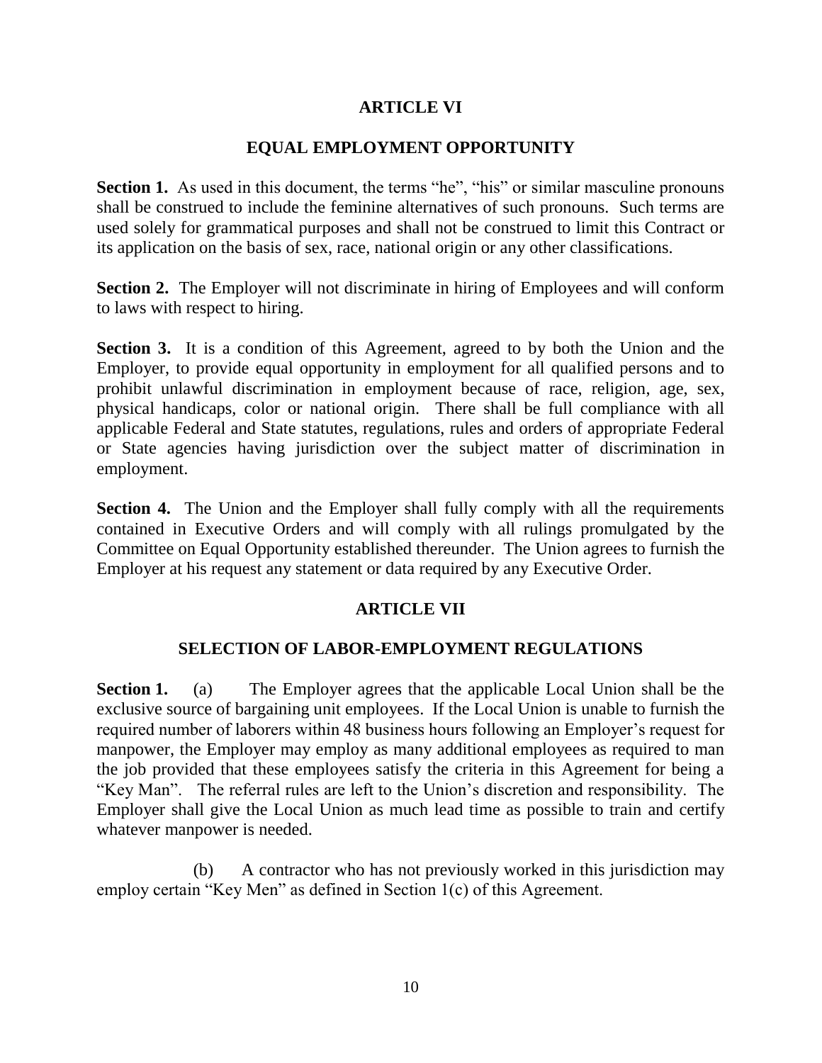## ARTICLE VI

## EQUAL EMPLOYMENT OPPORTUNITY

**Section 1.** As used in this document, the terms "he", "his" or similar masculine pronouns shall be construed to include the feminine alternatives of such pronouns. Such terms are used solely for grammatical purposes and shall not be construed to limit this Contract or its application on the basis of sex, race, national origin or any other classifications.

**Section 2.** The Employer will not discriminate in hiring of Employees and will conform to laws with respect to hiring.

**Section 3.** It is a condition of this Agreement, agreed to by both the Union and the Employer, to provide equal opportunity in employment for all qualified persons and to prohibit unlawful discrimination in employment because of race, religion, age, sex, physical handicaps, color or national origin. There shall be full compliance with all applicable Federal and State statutes, regulations, rules and orders of appropriate Federal or State agencies having jurisdiction over the subject matter of discrimination in employment.

**Section 4.** The Union and the Employer shall fully comply with all the requirements contained in Executive Orders and will comply with all rulings promulgated by the Committee on Equal Opportunity established thereunder. The Union agrees to furnish the Employer at his request any statement or data required by any Executive Order.

## ARTICLE VII

## SELECTION OF LABOR-EMPLOYMENT REGULATIONS

**Section 1.** (a) The Employer agrees that the applicable Local Union shall be the exclusive source of bargaining unit employees. If the Local Union is unable to furnish the required number of laborers within 48 business hours following an Employer's request for manpower, the Employer may employ as many additional employees as required to man the job provided that these employees satisfy the criteria in this Agreement for being a "Key Man". The referral rules are left to the Union's discretion and responsibility. The Employer shall give the Local Union as much lead time as possible to train and certify whatever manpower is needed.

(b) A contractor who has not previously worked in this jurisdiction may employ certain "Key Men" as defined in Section 1(c) of this Agreement.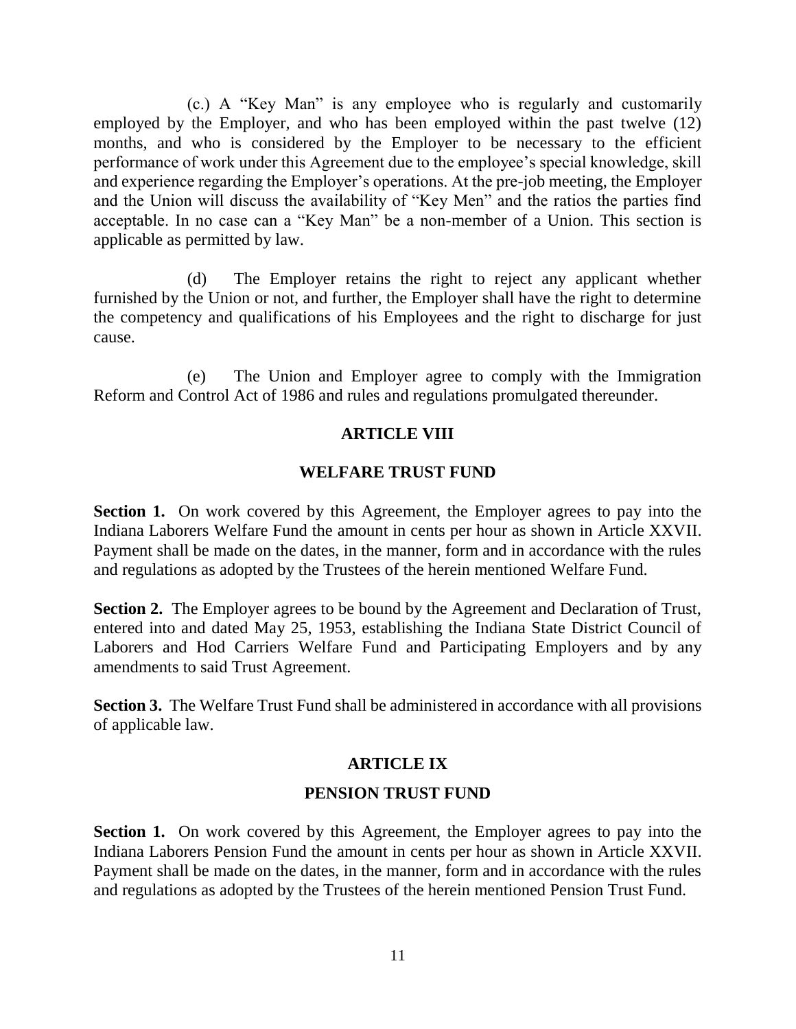(c.) A "Key Man" is any employee who is regularly and customarily employed by the Employer, and who has been employed within the past twelve (12) months, and who is considered by the Employer to be necessary to the efficient performance of work under this Agreement due to the employee's special knowledge, skill and experience regarding the Employer's operations. At the pre-job meeting, the Employer and the Union will discuss the availability of "Key Men" and the ratios the parties find acceptable. In no case can a "Key Man" be a non-member of a Union. This section is applicable as permitted by law.

(d) The Employer retains the right to reject any applicant whether furnished by the Union or not, and further, the Employer shall have the right to determine the competency and qualifications of his Employees and the right to discharge for just cause.

(e) The Union and Employer agree to comply with the Immigration Reform and Control Act of 1986 and rules and regulations promulgated thereunder.

## ARTICLE VIII

## WELFARE TRUST FUND

**Section 1.** On work covered by this Agreement, the Employer agrees to pay into the Indiana Laborers Welfare Fund the amount in cents per hour as shown in Article XXVII. Payment shall be made on the dates, in the manner, form and in accordance with the rules and regulations as adopted by the Trustees of the herein mentioned Welfare Fund.

**Section 2.** The Employer agrees to be bound by the Agreement and Declaration of Trust, entered into and dated May 25, 1953, establishing the Indiana State District Council of Laborers and Hod Carriers Welfare Fund and Participating Employers and by any amendments to said Trust Agreement.

**Section 3.** The Welfare Trust Fund shall be administered in accordance with all provisions of applicable law.

## ARTICLE IX

## PENSION TRUST FUND

**Section 1.** On work covered by this Agreement, the Employer agrees to pay into the Indiana Laborers Pension Fund the amount in cents per hour as shown in Article XXVII. Payment shall be made on the dates, in the manner, form and in accordance with the rules and regulations as adopted by the Trustees of the herein mentioned Pension Trust Fund.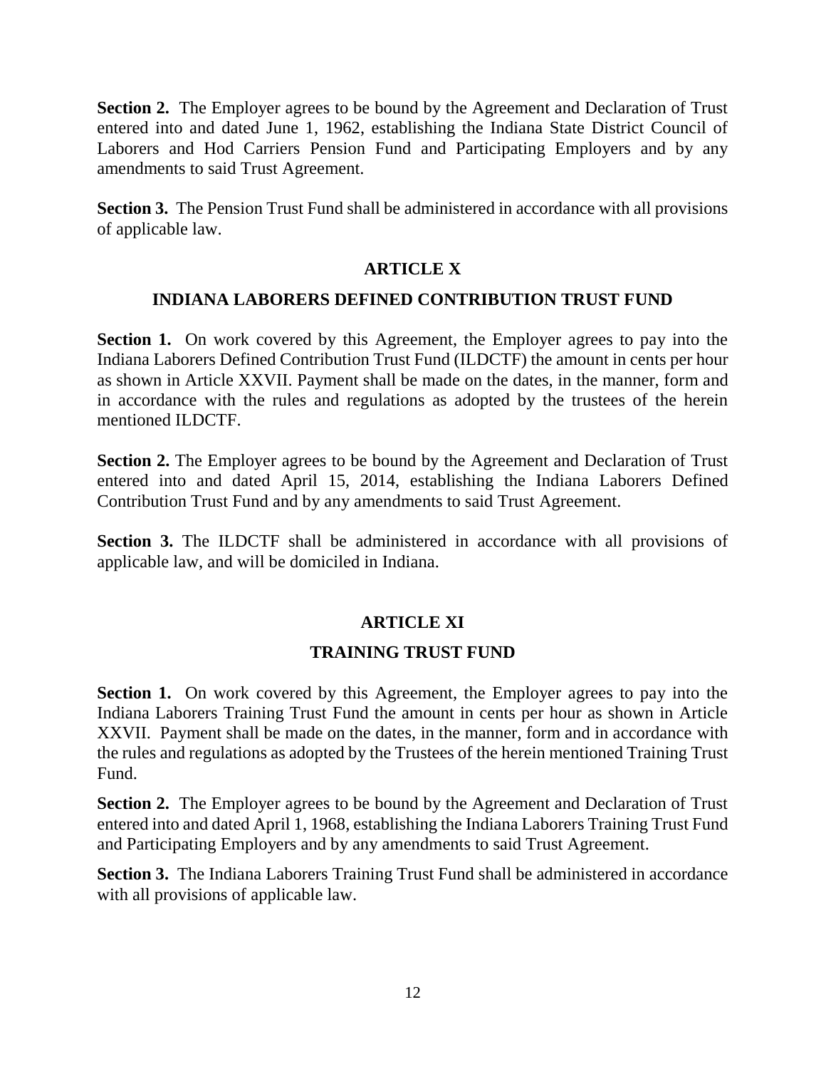**Section 2.** The Employer agrees to be bound by the Agreement and Declaration of Trust entered into and dated June 1, 1962, establishing the Indiana State District Council of Laborers and Hod Carriers Pension Fund and Participating Employers and by any amendments to said Trust Agreement.

**Section 3.** The Pension Trust Fund shall be administered in accordance with all provisions of applicable law.

## ARTICLE X

## INDIANA LABORERS DEFINED CONTRIBUTION TRUST FUND

**Section 1.** On work covered by this Agreement, the Employer agrees to pay into the Indiana Laborers Defined Contribution Trust Fund (ILDCTF) the amount in cents per hour as shown in Article XXVII. Payment shall be made on the dates, in the manner, form and in accordance with the rules and regulations as adopted by the trustees of the herein mentioned ILDCTF.

**Section 2.** The Employer agrees to be bound by the Agreement and Declaration of Trust entered into and dated April 15, 2014, establishing the Indiana Laborers Defined Contribution Trust Fund and by any amendments to said Trust Agreement.

**Section 3.** The ILDCTF shall be administered in accordance with all provisions of applicable law, and will be domiciled in Indiana.

## ARTICLE XI

## TRAINING TRUST FUND

**Section 1.** On work covered by this Agreement, the Employer agrees to pay into the Indiana Laborers Training Trust Fund the amount in cents per hour as shown in Article XXVII. Payment shall be made on the dates, in the manner, form and in accordance with the rules and regulations as adopted by the Trustees of the herein mentioned Training Trust Fund.

**Section 2.** The Employer agrees to be bound by the Agreement and Declaration of Trust entered into and dated April 1, 1968, establishing the Indiana Laborers Training Trust Fund and Participating Employers and by any amendments to said Trust Agreement.

**Section 3.** The Indiana Laborers Training Trust Fund shall be administered in accordance with all provisions of applicable law.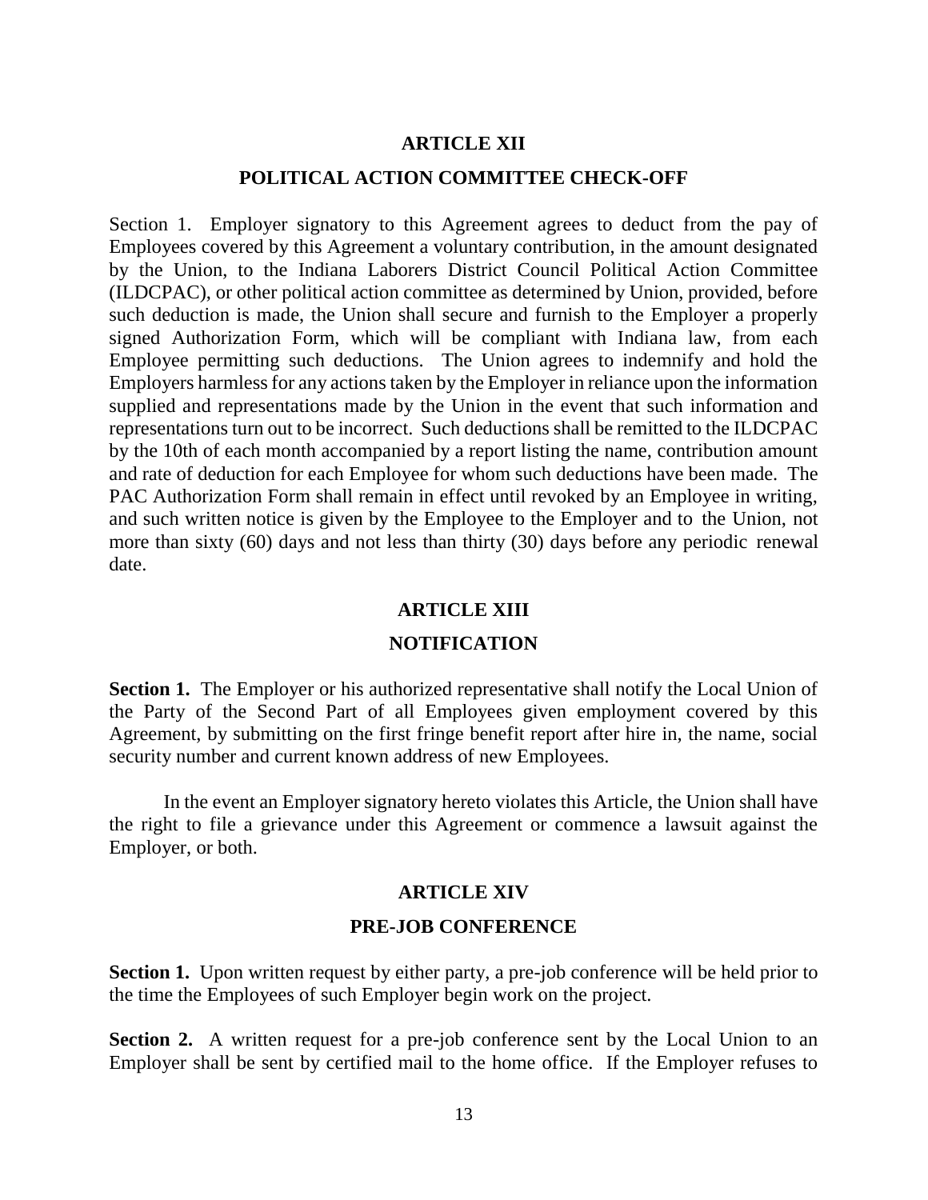## ARTICLE XII

## POLITICAL ACTION COMMITTEE CHECK-OFF

Section 1. Employer signatory to this Agreement agrees to deduct from the pay of Employees covered by this Agreement a voluntary contribution, in the amount designated by the Union, to the Indiana Laborers District Council Political Action Committee (ILDCPAC), or other political action committee as determined by Union, provided, before such deduction is made, the Union shall secure and furnish to the Employer a properly signed Authorization Form, which will be compliant with Indiana law, from each Employee permitting such deductions. The Union agrees to indemnify and hold the Employers harmless for any actions taken by the Employer in reliance upon the information supplied and representations made by the Union in the event that such information and representations turn out to be incorrect. Such deductions shall be remitted to the ILDCPAC by the 10th of each month accompanied by a report listing the name, contribution amount and rate of deduction for each Employee for whom such deductions have been made. The PAC Authorization Form shall remain in effect until revoked by an Employee in writing, and such written notice is given by the Employee to the Employer and to the Union, not more than sixty (60) days and not less than thirty (30) days before any periodic renewal date.

## ARTICLE XIII

## NOTIFICATION

**Section 1.** The Employer or his authorized representative shall notify the Local Union of the Party of the Second Part of all Employees given employment covered by this Agreement, by submitting on the first fringe benefit report after hire in, the name, social security number and current known address of new Employees.

In the event an Employer signatory hereto violates this Article, the Union shall have the right to file a grievance under this Agreement or commence a lawsuit against the Employer, or both.

## ARTICLE XIV

## PRE-JOB CONFERENCE

**Section 1.** Upon written request by either party, a pre-job conference will be held prior to the time the Employees of such Employer begin work on the project.

**Section 2.** A written request for a pre-job conference sent by the Local Union to an Employer shall be sent by certified mail to the home office. If the Employer refuses to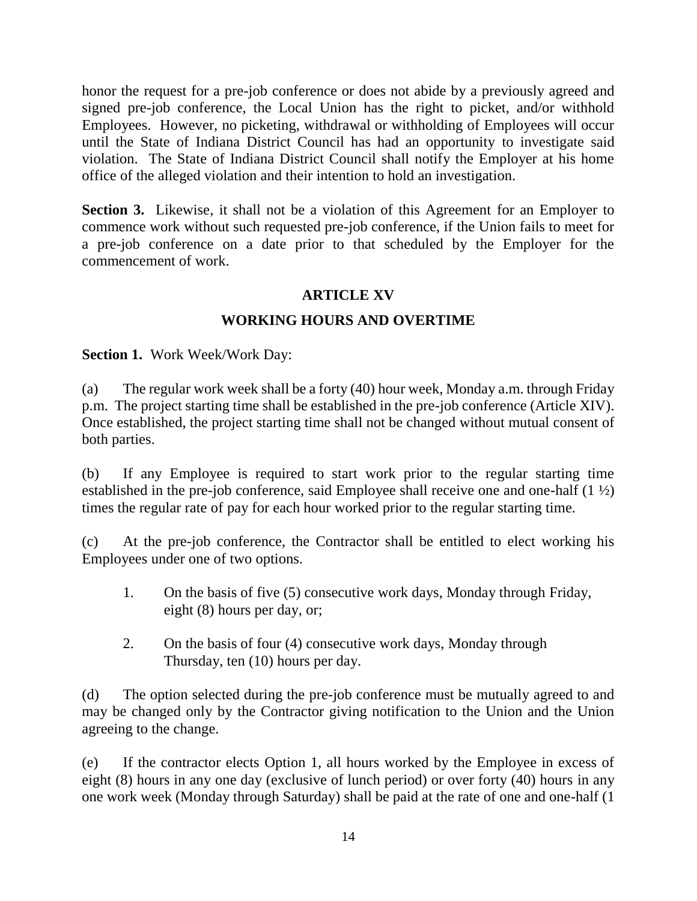honor the request for a pre-job conference or does not abide by a previously agreed and signed pre-job conference, the Local Union has the right to picket, and/or withhold Employees. However, no picketing, withdrawal or withholding of Employees will occur until the State of Indiana District Council has had an opportunity to investigate said violation. The State of Indiana District Council shall notify the Employer at his home office of the alleged violation and their intention to hold an investigation.

**Section 3.** Likewise, it shall not be a violation of this Agreement for an Employer to commence work without such requested pre-job conference, if the Union fails to meet for a pre-job conference on a date prior to that scheduled by the Employer for the commencement of work.

## ARTICLE XV

## WORKING HOURS AND OVERTIME

**Section 1.** Work Week/Work Day:

(a) The regular work week shall be a forty (40) hour week, Monday a.m. through Friday p.m. The project starting time shall be established in the pre-job conference (Article XIV). Once established, the project starting time shall not be changed without mutual consent of both parties.

(b) If any Employee is required to start work prior to the regular starting time established in the pre-job conference, said Employee shall receive one and one-half (1 ½) times the regular rate of pay for each hour worked prior to the regular starting time.

(c) At the pre-job conference, the Contractor shall be entitled to elect working his Employees under one of two options.

1. On the basis of five (5) consecutive work days, Monday through Friday, eight (8) hours per day, or;
2. On the basis of four (4) consecutive work days, Monday through Thursday, ten (10) hours per day.

(d) The option selected during the pre-job conference must be mutually agreed to and may be changed only by the Contractor giving notification to the Union and the Union agreeing to the change.

(e) If the contractor elects Option 1, all hours worked by the Employee in excess of eight (8) hours in any one day (exclusive of lunch period) or over forty (40) hours in any one work week (Monday through Saturday) shall be paid at the rate of one and one-half (1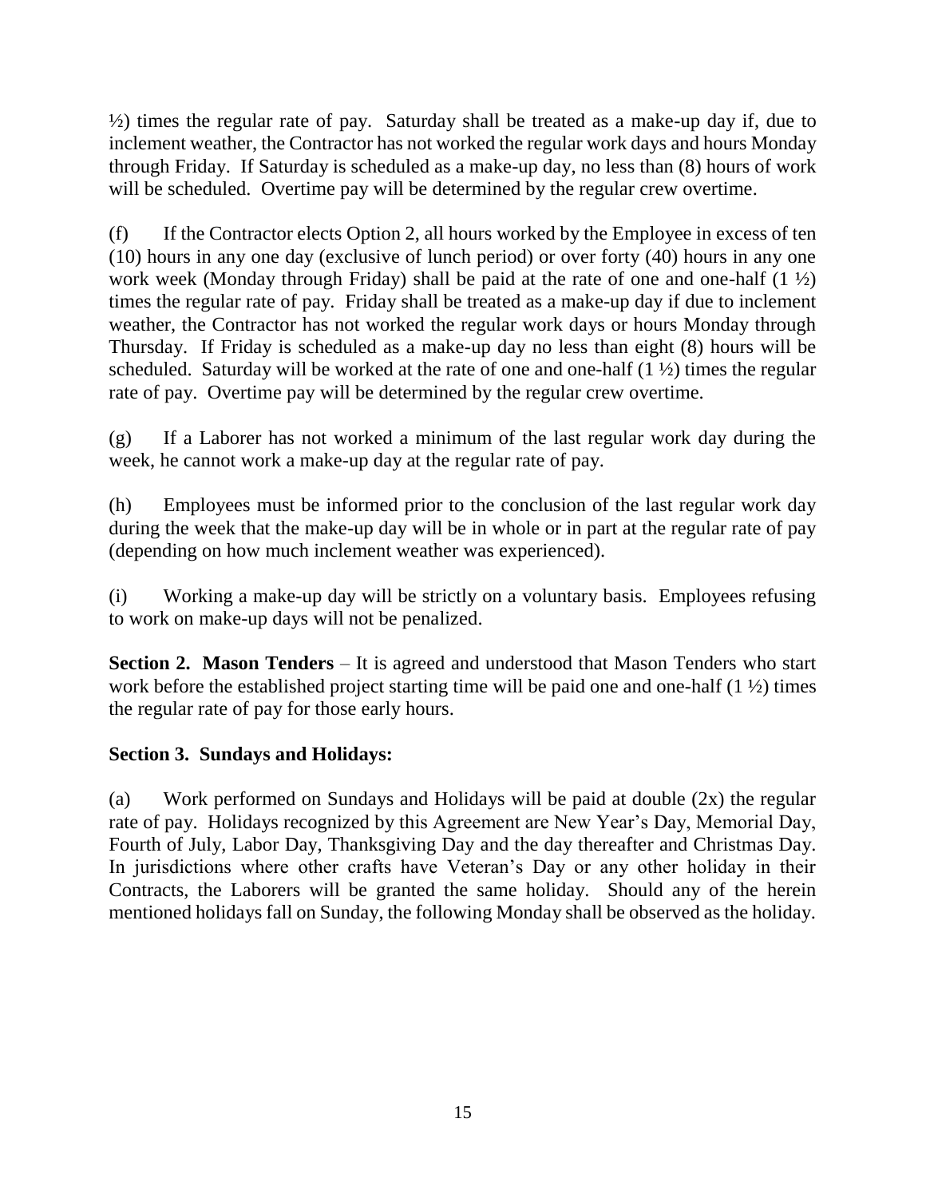½) times the regular rate of pay. Saturday shall be treated as a make-up day if, due to inclement weather, the Contractor has not worked the regular work days and hours Monday through Friday. If Saturday is scheduled as a make-up day, no less than (8) hours of work will be scheduled. Overtime pay will be determined by the regular crew overtime.

(f) If the Contractor elects Option 2, all hours worked by the Employee in excess of ten (10) hours in any one day (exclusive of lunch period) or over forty (40) hours in any one work week (Monday through Friday) shall be paid at the rate of one and one-half (1 ½) times the regular rate of pay. Friday shall be treated as a make-up day if due to inclement weather, the Contractor has not worked the regular work days or hours Monday through Thursday. If Friday is scheduled as a make-up day no less than eight (8) hours will be scheduled. Saturday will be worked at the rate of one and one-half (1 ½) times the regular rate of pay. Overtime pay will be determined by the regular crew overtime.

(g) If a Laborer has not worked a minimum of the last regular work day during the week, he cannot work a make-up day at the regular rate of pay.

(h) Employees must be informed prior to the conclusion of the last regular work day during the week that the make-up day will be in whole or in part at the regular rate of pay (depending on how much inclement weather was experienced).

(i) Working a make-up day will be strictly on a voluntary basis. Employees refusing to work on make-up days will not be penalized.

**Section 2. Mason Tenders** – It is agreed and understood that Mason Tenders who start work before the established project starting time will be paid one and one-half (1 ½) times the regular rate of pay for those early hours.

**Section 3. Sundays and Holidays:**

(a) Work performed on Sundays and Holidays will be paid at double (2x) the regular rate of pay. Holidays recognized by this Agreement are New Year's Day, Memorial Day, Fourth of July, Labor Day, Thanksgiving Day and the day thereafter and Christmas Day. In jurisdictions where other crafts have Veteran's Day or any other holiday in their Contracts, the Laborers will be granted the same holiday. Should any of the herein mentioned holidays fall on Sunday, the following Monday shall be observed as the holiday.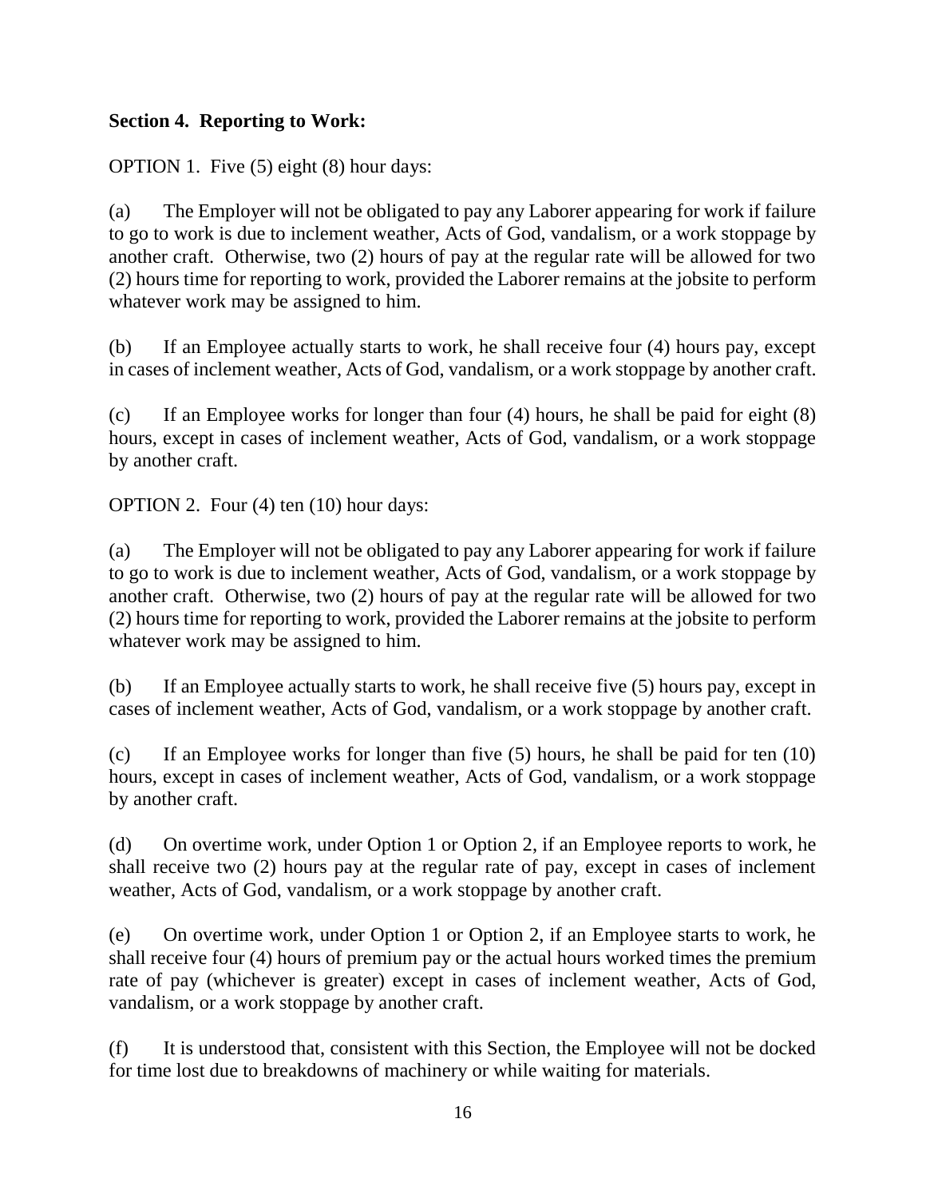**Section 4. Reporting to Work:**

OPTION 1. Five (5) eight (8) hour days:

(a) The Employer will not be obligated to pay any Laborer appearing for work if failure to go to work is due to inclement weather, Acts of God, vandalism, or a work stoppage by another craft. Otherwise, two (2) hours of pay at the regular rate will be allowed for two (2) hours time for reporting to work, provided the Laborer remains at the jobsite to perform whatever work may be assigned to him.

(b) If an Employee actually starts to work, he shall receive four (4) hours pay, except in cases of inclement weather, Acts of God, vandalism, or a work stoppage by another craft.

(c) If an Employee works for longer than four (4) hours, he shall be paid for eight (8) hours, except in cases of inclement weather, Acts of God, vandalism, or a work stoppage by another craft.

OPTION 2. Four (4) ten (10) hour days:

(a) The Employer will not be obligated to pay any Laborer appearing for work if failure to go to work is due to inclement weather, Acts of God, vandalism, or a work stoppage by another craft. Otherwise, two (2) hours of pay at the regular rate will be allowed for two (2) hours time for reporting to work, provided the Laborer remains at the jobsite to perform whatever work may be assigned to him.

(b) If an Employee actually starts to work, he shall receive five (5) hours pay, except in cases of inclement weather, Acts of God, vandalism, or a work stoppage by another craft.

(c) If an Employee works for longer than five (5) hours, he shall be paid for ten (10) hours, except in cases of inclement weather, Acts of God, vandalism, or a work stoppage by another craft.

(d) On overtime work, under Option 1 or Option 2, if an Employee reports to work, he shall receive two (2) hours pay at the regular rate of pay, except in cases of inclement weather, Acts of God, vandalism, or a work stoppage by another craft.

(e) On overtime work, under Option 1 or Option 2, if an Employee starts to work, he shall receive four (4) hours of premium pay or the actual hours worked times the premium rate of pay (whichever is greater) except in cases of inclement weather, Acts of God, vandalism, or a work stoppage by another craft.

(f) It is understood that, consistent with this Section, the Employee will not be docked for time lost due to breakdowns of machinery or while waiting for materials.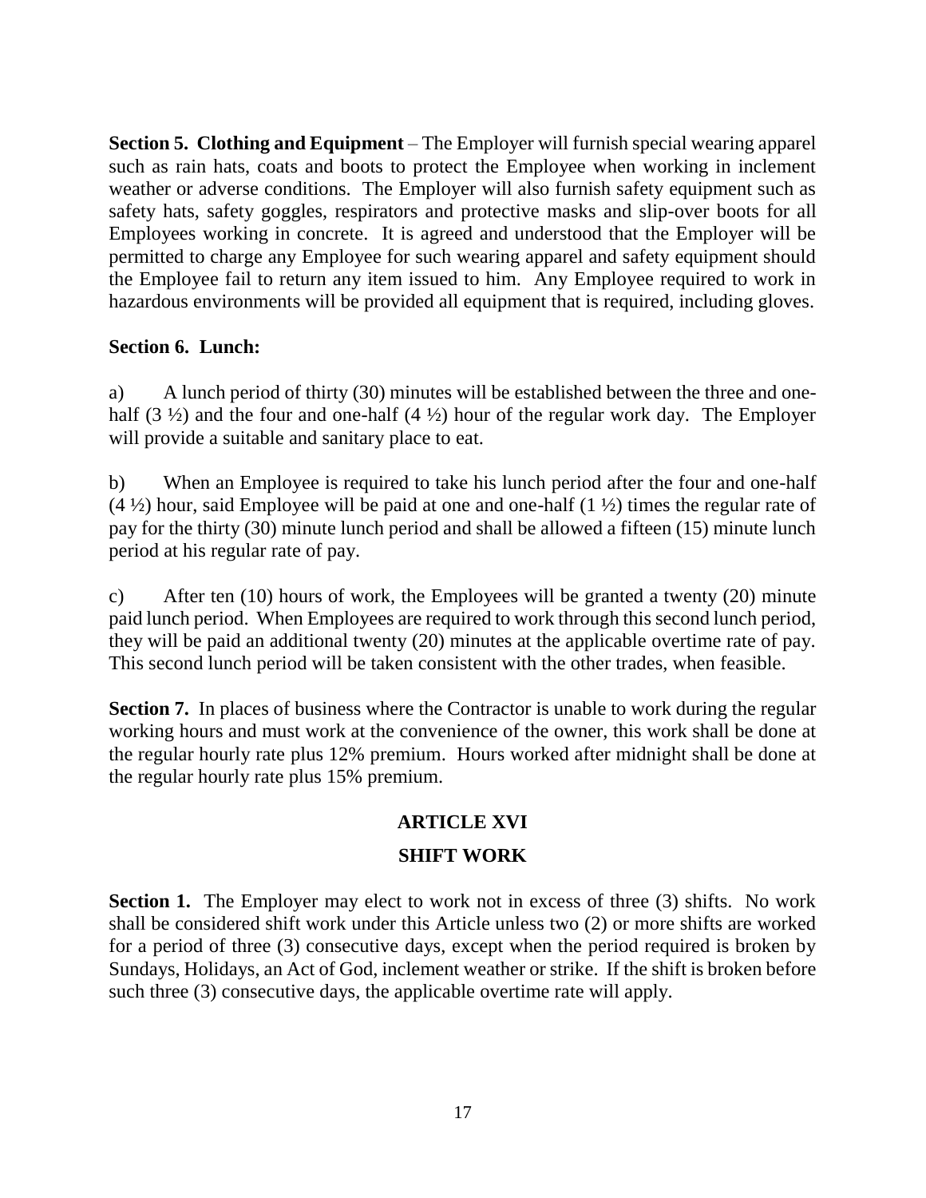**Section 5. Clothing and Equipment** – The Employer will furnish special wearing apparel such as rain hats, coats and boots to protect the Employee when working in inclement weather or adverse conditions. The Employer will also furnish safety equipment such as safety hats, safety goggles, respirators and protective masks and slip-over boots for all Employees working in concrete. It is agreed and understood that the Employer will be permitted to charge any Employee for such wearing apparel and safety equipment should the Employee fail to return any item issued to him. Any Employee required to work in hazardous environments will be provided all equipment that is required, including gloves.

**Section 6. Lunch:**

a) A lunch period of thirty (30) minutes will be established between the three and one-half (3 ½) and the four and one-half (4 ½) hour of the regular work day. The Employer will provide a suitable and sanitary place to eat.

b) When an Employee is required to take his lunch period after the four and one-half (4 ½) hour, said Employee will be paid at one and one-half (1 ½) times the regular rate of pay for the thirty (30) minute lunch period and shall be allowed a fifteen (15) minute lunch period at his regular rate of pay.

c) After ten (10) hours of work, the Employees will be granted a twenty (20) minute paid lunch period. When Employees are required to work through this second lunch period, they will be paid an additional twenty (20) minutes at the applicable overtime rate of pay. This second lunch period will be taken consistent with the other trades, when feasible.

**Section 7.** In places of business where the Contractor is unable to work during the regular working hours and must work at the convenience of the owner, this work shall be done at the regular hourly rate plus 12% premium. Hours worked after midnight shall be done at the regular hourly rate plus 15% premium.

## ARTICLE XVI

## SHIFT WORK

**Section 1.** The Employer may elect to work not in excess of three (3) shifts. No work shall be considered shift work under this Article unless two (2) or more shifts are worked for a period of three (3) consecutive days, except when the period required is broken by Sundays, Holidays, an Act of God, inclement weather or strike. If the shift is broken before such three (3) consecutive days, the applicable overtime rate will apply.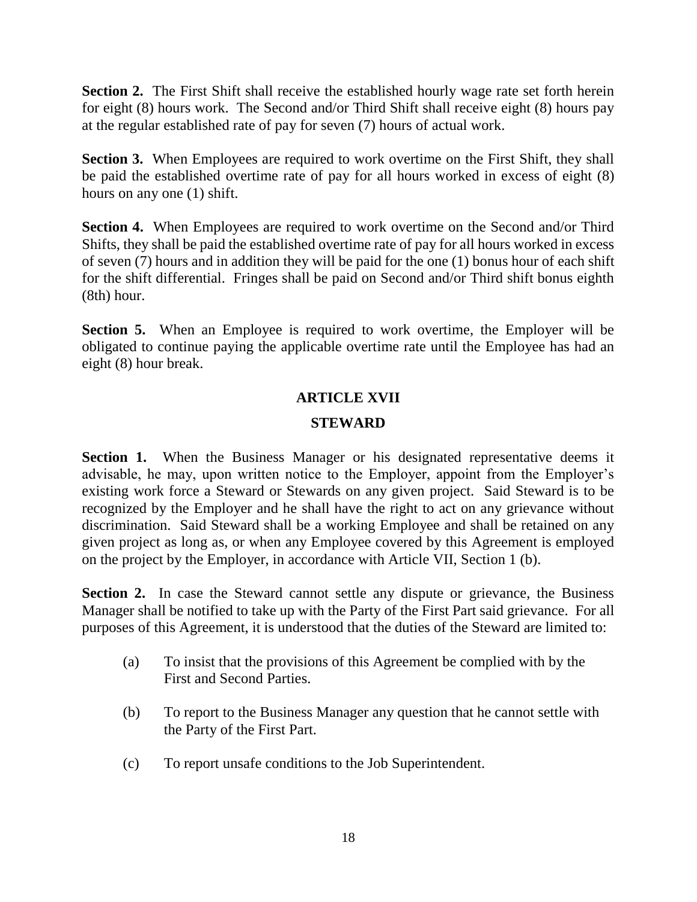**Section 2.** The First Shift shall receive the established hourly wage rate set forth herein for eight (8) hours work. The Second and/or Third Shift shall receive eight (8) hours pay at the regular established rate of pay for seven (7) hours of actual work.

**Section 3.** When Employees are required to work overtime on the First Shift, they shall be paid the established overtime rate of pay for all hours worked in excess of eight (8) hours on any one (1) shift.

**Section 4.** When Employees are required to work overtime on the Second and/or Third Shifts, they shall be paid the established overtime rate of pay for all hours worked in excess of seven (7) hours and in addition they will be paid for the one (1) bonus hour of each shift for the shift differential. Fringes shall be paid on Second and/or Third shift bonus eighth (8th) hour.

**Section 5.** When an Employee is required to work overtime, the Employer will be obligated to continue paying the applicable overtime rate until the Employee has had an eight (8) hour break.

## ARTICLE XVII

## STEWARD

**Section 1.** When the Business Manager or his designated representative deems it advisable, he may, upon written notice to the Employer, appoint from the Employer's existing work force a Steward or Stewards on any given project. Said Steward is to be recognized by the Employer and he shall have the right to act on any grievance without discrimination. Said Steward shall be a working Employee and shall be retained on any given project as long as, or when any Employee covered by this Agreement is employed on the project by the Employer, in accordance with Article VII, Section 1 (b).

**Section 2.** In case the Steward cannot settle any dispute or grievance, the Business Manager shall be notified to take up with the Party of the First Part said grievance. For all purposes of this Agreement, it is understood that the duties of the Steward are limited to:

(a) To insist that the provisions of this Agreement be complied with by the First and Second Parties.

(b) To report to the Business Manager any question that he cannot settle with the Party of the First Part.

(c) To report unsafe conditions to the Job Superintendent.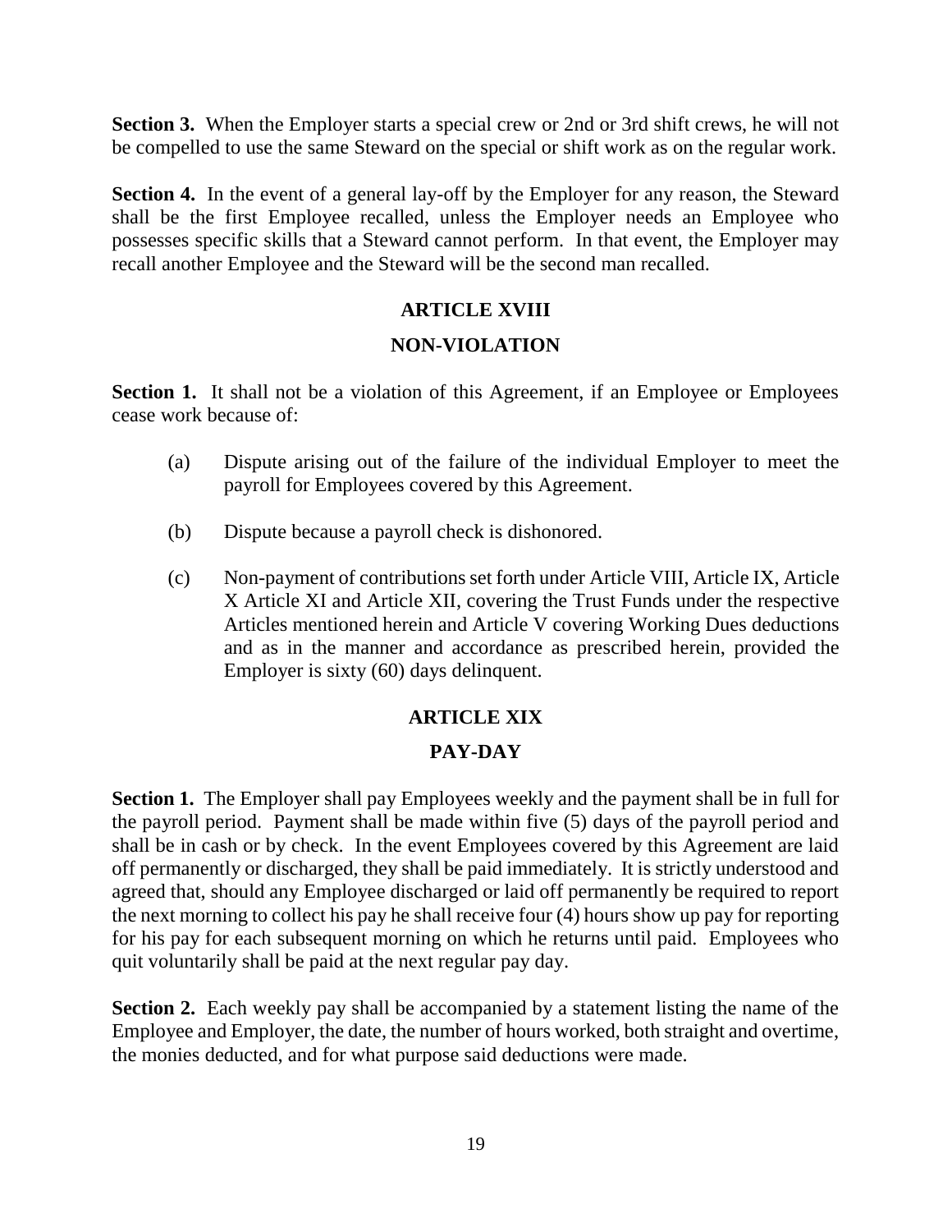**Section 3.** When the Employer starts a special crew or 2nd or 3rd shift crews, he will not be compelled to use the same Steward on the special or shift work as on the regular work.

**Section 4.** In the event of a general lay-off by the Employer for any reason, the Steward shall be the first Employee recalled, unless the Employer needs an Employee who possesses specific skills that a Steward cannot perform. In that event, the Employer may recall another Employee and the Steward will be the second man recalled.

## ARTICLE XVIII

## NON-VIOLATION

**Section 1.** It shall not be a violation of this Agreement, if an Employee or Employees cease work because of:

(a) Dispute arising out of the failure of the individual Employer to meet the payroll for Employees covered by this Agreement.

(b) Dispute because a payroll check is dishonored.

(c) Non-payment of contributions set forth under Article VIII, Article IX, Article X Article XI and Article XII, covering the Trust Funds under the respective Articles mentioned herein and Article V covering Working Dues deductions and as in the manner and accordance as prescribed herein, provided the Employer is sixty (60) days delinquent.

## ARTICLE XIX

## PAY-DAY

**Section 1.** The Employer shall pay Employees weekly and the payment shall be in full for the payroll period. Payment shall be made within five (5) days of the payroll period and shall be in cash or by check. In the event Employees covered by this Agreement are laid off permanently or discharged, they shall be paid immediately. It is strictly understood and agreed that, should any Employee discharged or laid off permanently be required to report the next morning to collect his pay he shall receive four (4) hours show up pay for reporting for his pay for each subsequent morning on which he returns until paid. Employees who quit voluntarily shall be paid at the next regular pay day.

**Section 2.** Each weekly pay shall be accompanied by a statement listing the name of the Employee and Employer, the date, the number of hours worked, both straight and overtime, the monies deducted, and for what purpose said deductions were made.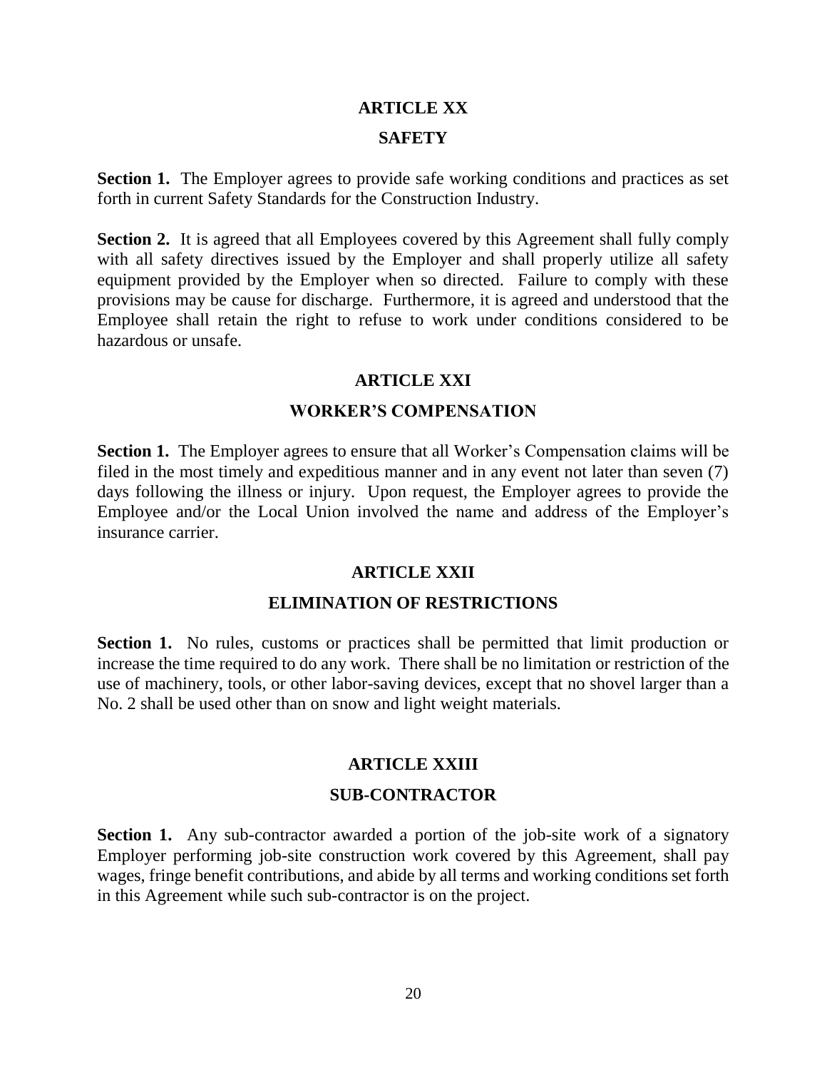## ARTICLE XX

## SAFETY

**Section 1.** The Employer agrees to provide safe working conditions and practices as set forth in current Safety Standards for the Construction Industry.

**Section 2.** It is agreed that all Employees covered by this Agreement shall fully comply with all safety directives issued by the Employer and shall properly utilize all safety equipment provided by the Employer when so directed. Failure to comply with these provisions may be cause for discharge. Furthermore, it is agreed and understood that the Employee shall retain the right to refuse to work under conditions considered to be hazardous or unsafe.

## ARTICLE XXI

## WORKER'S COMPENSATION

**Section 1.** The Employer agrees to ensure that all Worker's Compensation claims will be filed in the most timely and expeditious manner and in any event not later than seven (7) days following the illness or injury. Upon request, the Employer agrees to provide the Employee and/or the Local Union involved the name and address of the Employer's insurance carrier.

## ARTICLE XXII

## ELIMINATION OF RESTRICTIONS

**Section 1.** No rules, customs or practices shall be permitted that limit production or increase the time required to do any work. There shall be no limitation or restriction of the use of machinery, tools, or other labor-saving devices, except that no shovel larger than a No. 2 shall be used other than on snow and light weight materials.

## ARTICLE XXIII

## SUB-CONTRACTOR

**Section 1.** Any sub-contractor awarded a portion of the job-site work of a signatory Employer performing job-site construction work covered by this Agreement, shall pay wages, fringe benefit contributions, and abide by all terms and working conditions set forth in this Agreement while such sub-contractor is on the project.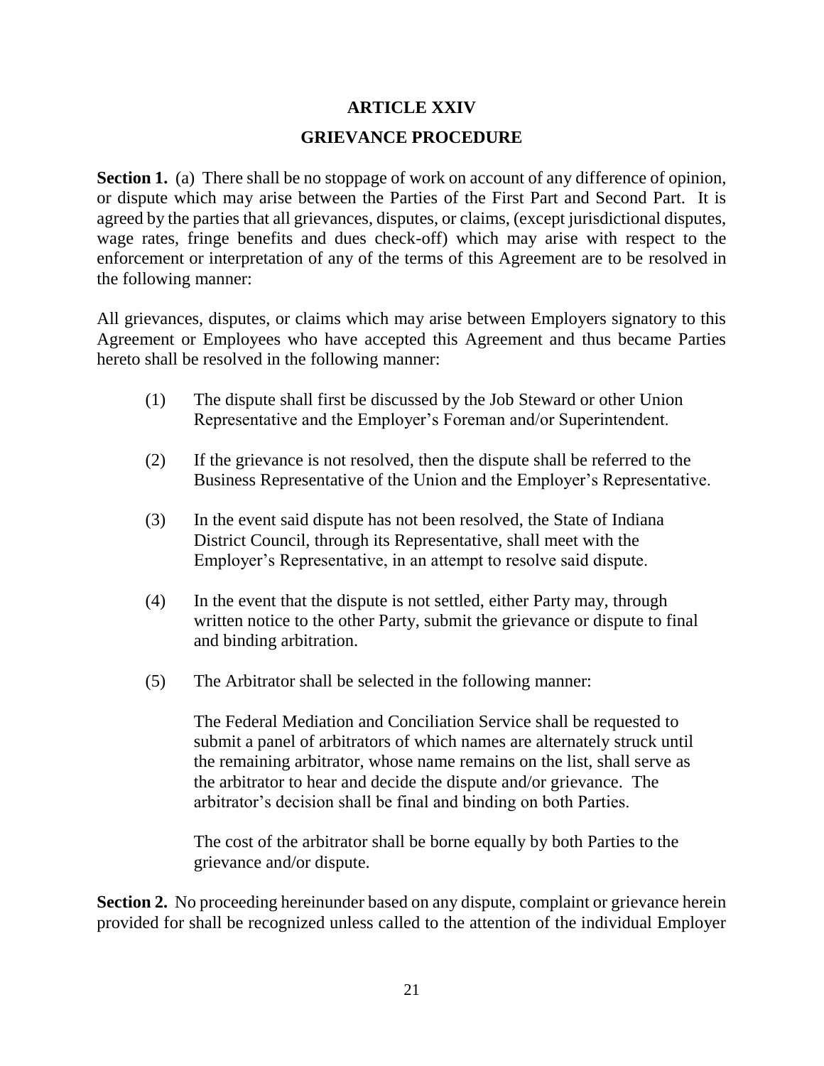# ARTICLE XXIV

## GRIEVANCE PROCEDURE

**Section 1.** (a) There shall be no stoppage of work on account of any difference of opinion, or dispute which may arise between the Parties of the First Part and Second Part. It is agreed by the parties that all grievances, disputes, or claims, (except jurisdictional disputes, wage rates, fringe benefits and dues check-off) which may arise with respect to the enforcement or interpretation of any of the terms of this Agreement are to be resolved in the following manner:

All grievances, disputes, or claims which may arise between Employers signatory to this Agreement or Employees who have accepted this Agreement and thus became Parties hereto shall be resolved in the following manner:

(1) The dispute shall first be discussed by the Job Steward or other Union Representative and the Employer's Foreman and/or Superintendent.

(2) If the grievance is not resolved, then the dispute shall be referred to the Business Representative of the Union and the Employer's Representative.

(3) In the event said dispute has not been resolved, the State of Indiana District Council, through its Representative, shall meet with the Employer's Representative, in an attempt to resolve said dispute.

(4) In the event that the dispute is not settled, either Party may, through written notice to the other Party, submit the grievance or dispute to final and binding arbitration.

(5) The Arbitrator shall be selected in the following manner:

The Federal Mediation and Conciliation Service shall be requested to submit a panel of arbitrators of which names are alternately struck until the remaining arbitrator, whose name remains on the list, shall serve as the arbitrator to hear and decide the dispute and/or grievance. The arbitrator's decision shall be final and binding on both Parties.

The cost of the arbitrator shall be borne equally by both Parties to the grievance and/or dispute.

**Section 2.** No proceeding hereinunder based on any dispute, complaint or grievance herein provided for shall be recognized unless called to the attention of the individual Employer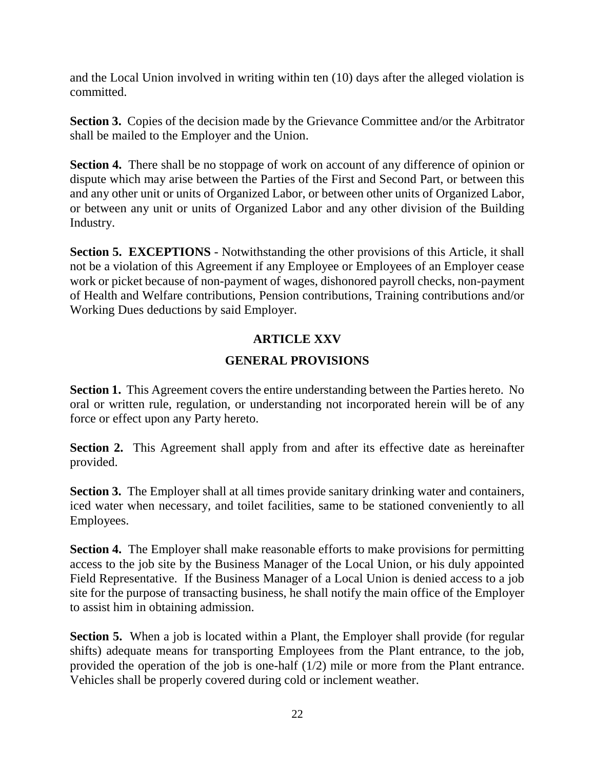and the Local Union involved in writing within ten (10) days after the alleged violation is committed.

**Section 3.** Copies of the decision made by the Grievance Committee and/or the Arbitrator shall be mailed to the Employer and the Union.

**Section 4.** There shall be no stoppage of work on account of any difference of opinion or dispute which may arise between the Parties of the First and Second Part, or between this and any other unit or units of Organized Labor, or between other units of Organized Labor, or between any unit or units of Organized Labor and any other division of the Building Industry.

**Section 5. EXCEPTIONS** - Notwithstanding the other provisions of this Article, it shall not be a violation of this Agreement if any Employee or Employees of an Employer cease work or picket because of non-payment of wages, dishonored payroll checks, non-payment of Health and Welfare contributions, Pension contributions, Training contributions and/or Working Dues deductions by said Employer.

## ARTICLE XXV

## GENERAL PROVISIONS

**Section 1.** This Agreement covers the entire understanding between the Parties hereto. No oral or written rule, regulation, or understanding not incorporated herein will be of any force or effect upon any Party hereto.

**Section 2.** This Agreement shall apply from and after its effective date as hereinafter provided.

**Section 3.** The Employer shall at all times provide sanitary drinking water and containers, iced water when necessary, and toilet facilities, same to be stationed conveniently to all Employees.

**Section 4.** The Employer shall make reasonable efforts to make provisions for permitting access to the job site by the Business Manager of the Local Union, or his duly appointed Field Representative. If the Business Manager of a Local Union is denied access to a job site for the purpose of transacting business, he shall notify the main office of the Employer to assist him in obtaining admission.

**Section 5.** When a job is located within a Plant, the Employer shall provide (for regular shifts) adequate means for transporting Employees from the Plant entrance, to the job, provided the operation of the job is one-half (1/2) mile or more from the Plant entrance. Vehicles shall be properly covered during cold or inclement weather.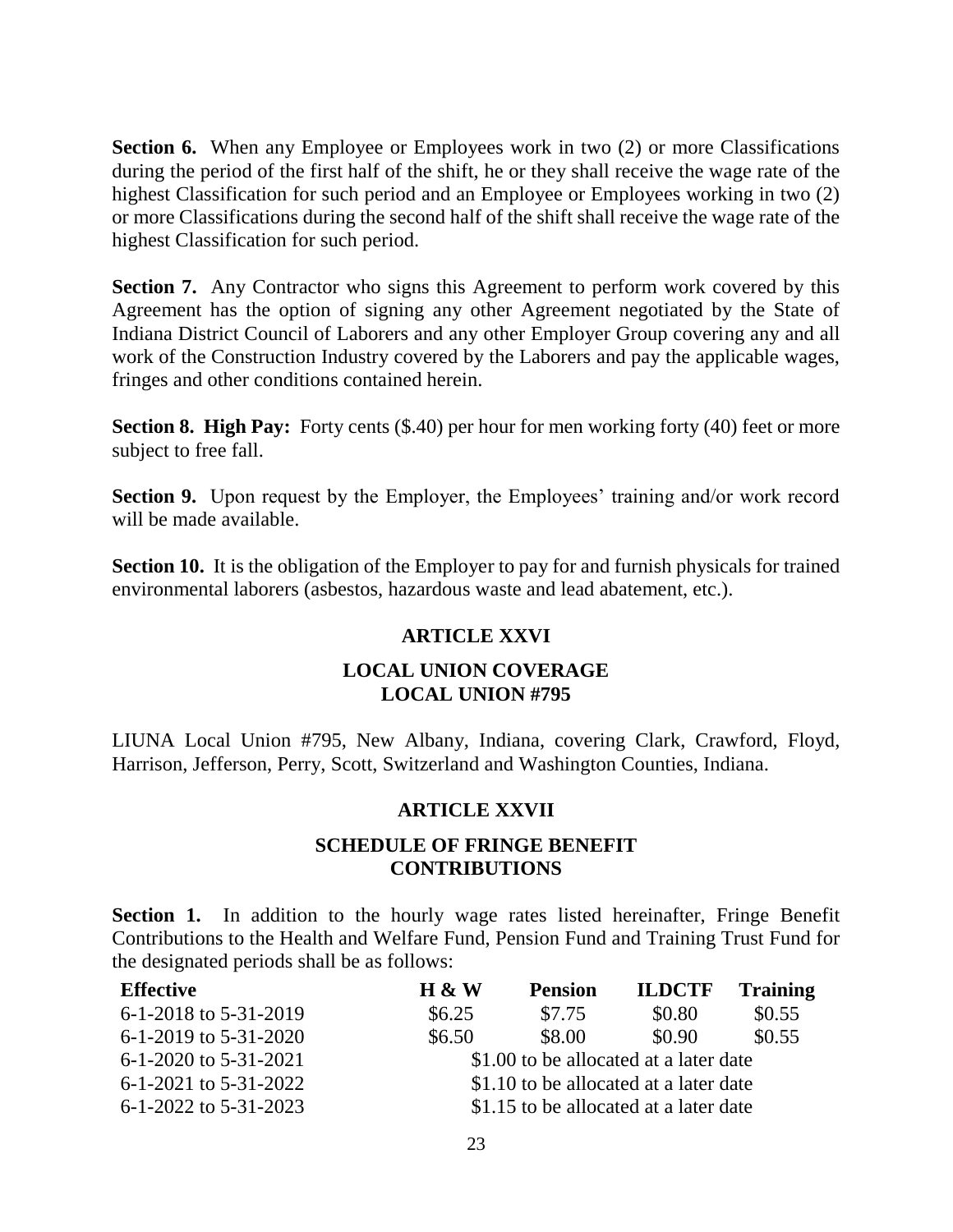**Section 6.** When any Employee or Employees work in two (2) or more Classifications during the period of the first half of the shift, he or they shall receive the wage rate of the highest Classification for such period and an Employee or Employees working in two (2) or more Classifications during the second half of the shift shall receive the wage rate of the highest Classification for such period.

**Section 7.** Any Contractor who signs this Agreement to perform work covered by this Agreement has the option of signing any other Agreement negotiated by the State of Indiana District Council of Laborers and any other Employer Group covering any and all work of the Construction Industry covered by the Laborers and pay the applicable wages, fringes and other conditions contained herein.

**Section 8. High Pay:** Forty cents ($.40) per hour for men working forty (40) feet or more subject to free fall.

**Section 9.** Upon request by the Employer, the Employees' training and/or work record will be made available.

**Section 10.** It is the obligation of the Employer to pay for and furnish physicals for trained environmental laborers (asbestos, hazardous waste and lead abatement, etc.).

## ARTICLE XXVI

## LOCAL UNION COVERAGE LOCAL UNION #795

LIUNA Local Union #795, New Albany, Indiana, covering Clark, Crawford, Floyd, Harrison, Jefferson, Perry, Scott, Switzerland and Washington Counties, Indiana.

## ARTICLE XXVII

## SCHEDULE OF FRINGE BENEFIT CONTRIBUTIONS

**Section 1.** In addition to the hourly wage rates listed hereinafter, Fringe Benefit Contributions to the Health and Welfare Fund, Pension Fund and Training Trust Fund for the designated periods shall be as follows:

| Effective | H & W | Pension | ILDCTF | Training |
|---|---|---|---|---|
| 6-1-2018 to 5-31-2019 | $6.25 | $7.75 | $0.80 | $0.55 |
| 6-1-2019 to 5-31-2020 | $6.50 | $8.00 | $0.90 | $0.55 |
| 6-1-2020 to 5-31-2021 | $1.00 to be allocated at a later date | | | |
| 6-1-2021 to 5-31-2022 | $1.10 to be allocated at a later date | | | |
| 6-1-2022 to 5-31-2023 | $1.15 to be allocated at a later date | | | |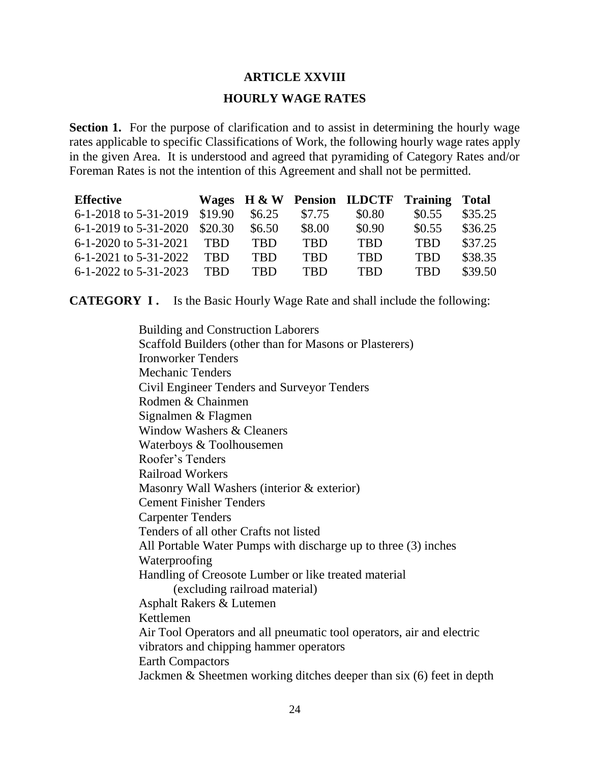# ARTICLE XXVIII

## HOURLY WAGE RATES

**Section 1.** For the purpose of clarification and to assist in determining the hourly wage rates applicable to specific Classifications of Work, the following hourly wage rates apply in the given Area. It is understood and agreed that pyramiding of Category Rates and/or Foreman Rates is not the intention of this Agreement and shall not be permitted.

| Effective | Wages | H & W | Pension | ILDCTF | Training | Total |
|---|---|---|---|---|---|---|
| 6-1-2018 to 5-31-2019 | $19.90 | $6.25 | $7.75 | $0.80 | $0.55 | $35.25 |
| 6-1-2019 to 5-31-2020 | $20.30 | $6.50 | $8.00 | $0.90 | $0.55 | $36.25 |
| 6-1-2020 to 5-31-2021 | TBD | TBD | TBD | TBD | TBD | $37.25 |
| 6-1-2021 to 5-31-2022 | TBD | TBD | TBD | TBD | TBD | $38.35 |
| 6-1-2022 to 5-31-2023 | TBD | TBD | TBD | TBD | TBD | $39.50 |

**CATEGORY I .** Is the Basic Hourly Wage Rate and shall include the following:

Building and Construction Laborers
Scaffold Builders (other than for Masons or Plasterers)
Ironworker Tenders
Mechanic Tenders
Civil Engineer Tenders and Surveyor Tenders
Rodmen & Chainmen
Signalmen & Flagmen
Window Washers & Cleaners
Waterboys & Toolhousemen
Roofer's Tenders
Railroad Workers
Masonry Wall Washers (interior & exterior)
Cement Finisher Tenders
Carpenter Tenders
Tenders of all other Crafts not listed
All Portable Water Pumps with discharge up to three (3) inches
Waterproofing
Handling of Creosote Lumber or like treated material
(excluding railroad material)
Asphalt Rakers & Lutemen
Kettlemen
Air Tool Operators and all pneumatic tool operators, air and electric vibrators and chipping hammer operators
Earth Compactors
Jackmen & Sheetmen working ditches deeper than six (6) feet in depth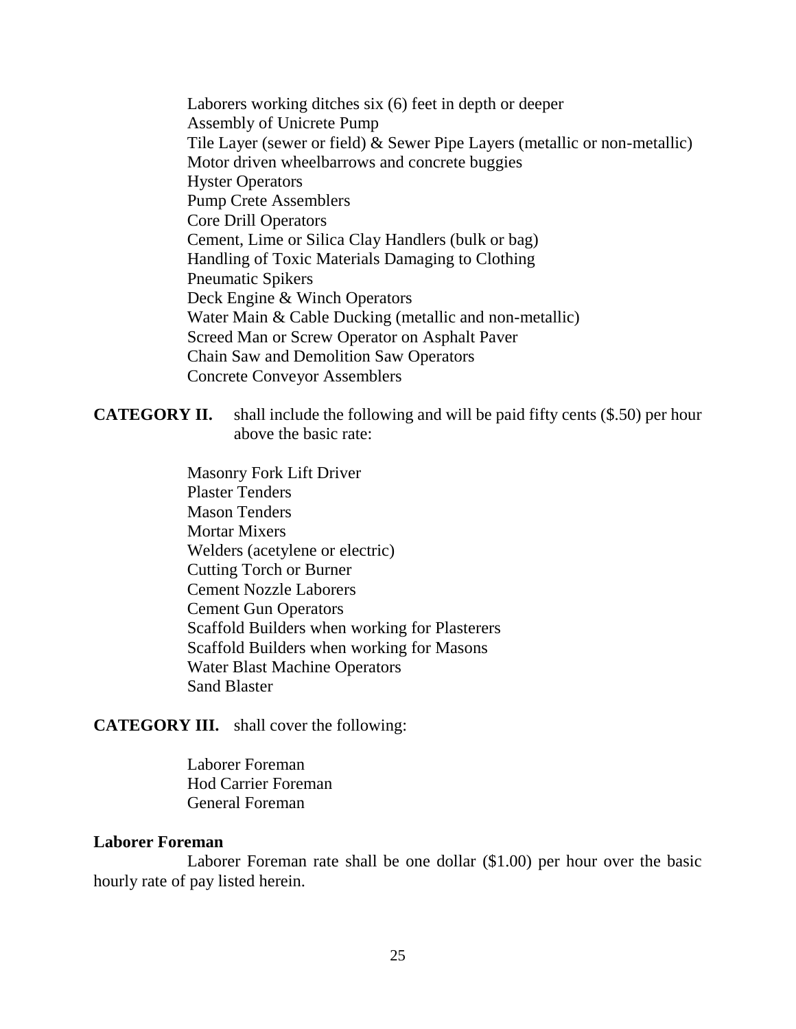Laborers working ditches six (6) feet in depth or deeper
Assembly of Unicrete Pump
Tile Layer (sewer or field) & Sewer Pipe Layers (metallic or non-metallic)
Motor driven wheelbarrows and concrete buggies
Hyster Operators
Pump Crete Assemblers
Core Drill Operators
Cement, Lime or Silica Clay Handlers (bulk or bag)
Handling of Toxic Materials Damaging to Clothing
Pneumatic Spikers
Deck Engine & Winch Operators
Water Main & Cable Ducking (metallic and non-metallic)
Screed Man or Screw Operator on Asphalt Paver
Chain Saw and Demolition Saw Operators
Concrete Conveyor Assemblers

**CATEGORY II.** shall include the following and will be paid fifty cents ($.50) per hour above the basic rate:

Masonry Fork Lift Driver
Plaster Tenders
Mason Tenders
Mortar Mixers
Welders (acetylene or electric)
Cutting Torch or Burner
Cement Nozzle Laborers
Cement Gun Operators
Scaffold Builders when working for Plasterers
Scaffold Builders when working for Masons
Water Blast Machine Operators
Sand Blaster

**CATEGORY III.** shall cover the following:

Laborer Foreman
Hod Carrier Foreman
General Foreman

**Laborer Foreman**

Laborer Foreman rate shall be one dollar ($1.00) per hour over the basic hourly rate of pay listed herein.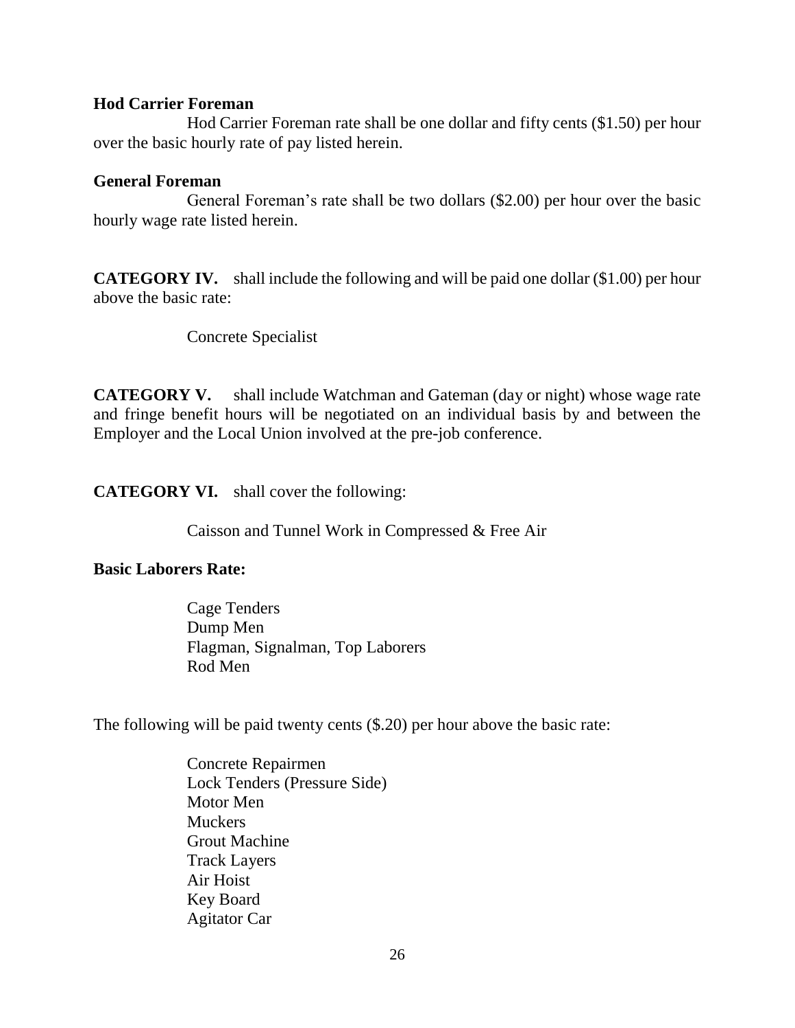**Hod Carrier Foreman**

Hod Carrier Foreman rate shall be one dollar and fifty cents ($1.50) per hour over the basic hourly rate of pay listed herein.

**General Foreman**

General Foreman's rate shall be two dollars ($2.00) per hour over the basic hourly wage rate listed herein.

**CATEGORY IV.** shall include the following and will be paid one dollar ($1.00) per hour above the basic rate:

Concrete Specialist

**CATEGORY V.** shall include Watchman and Gateman (day or night) whose wage rate and fringe benefit hours will be negotiated on an individual basis by and between the Employer and the Local Union involved at the pre-job conference.

**CATEGORY VI.** shall cover the following:

Caisson and Tunnel Work in Compressed & Free Air

**Basic Laborers Rate:**

Cage Tenders
Dump Men
Flagman, Signalman, Top Laborers
Rod Men

The following will be paid twenty cents ($.20) per hour above the basic rate:

Concrete Repairmen
Lock Tenders (Pressure Side)
Motor Men
Muckers
Grout Machine
Track Layers
Air Hoist
Key Board
Agitator Car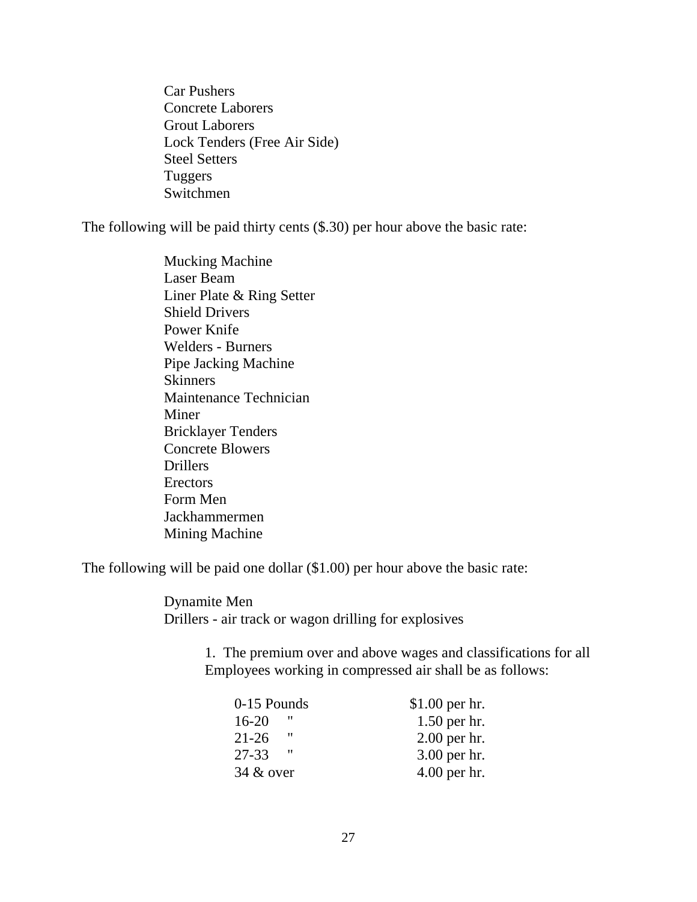Car Pushers
Concrete Laborers
Grout Laborers
Lock Tenders (Free Air Side)
Steel Setters
Tuggers
Switchmen

The following will be paid thirty cents ($.30) per hour above the basic rate:

Mucking Machine
Laser Beam
Liner Plate & Ring Setter
Shield Drivers
Power Knife
Welders - Burners
Pipe Jacking Machine
Skinners
Maintenance Technician
Miner
Bricklayer Tenders
Concrete Blowers
Drillers
Erectors
Form Men
Jackhammermen
Mining Machine

The following will be paid one dollar ($1.00) per hour above the basic rate:

Dynamite Men
Drillers - air track or wagon drilling for explosives

1. The premium over and above wages and classifications for all Employees working in compressed air shall be as follows:

| | |
|---|---|
| 0-15 Pounds | $1.00 per hr. |
| 16-20 " | 1.50 per hr. |
| 21-26 " | 2.00 per hr. |
| 27-33 " | 3.00 per hr. |
| 34 & over | 4.00 per hr. |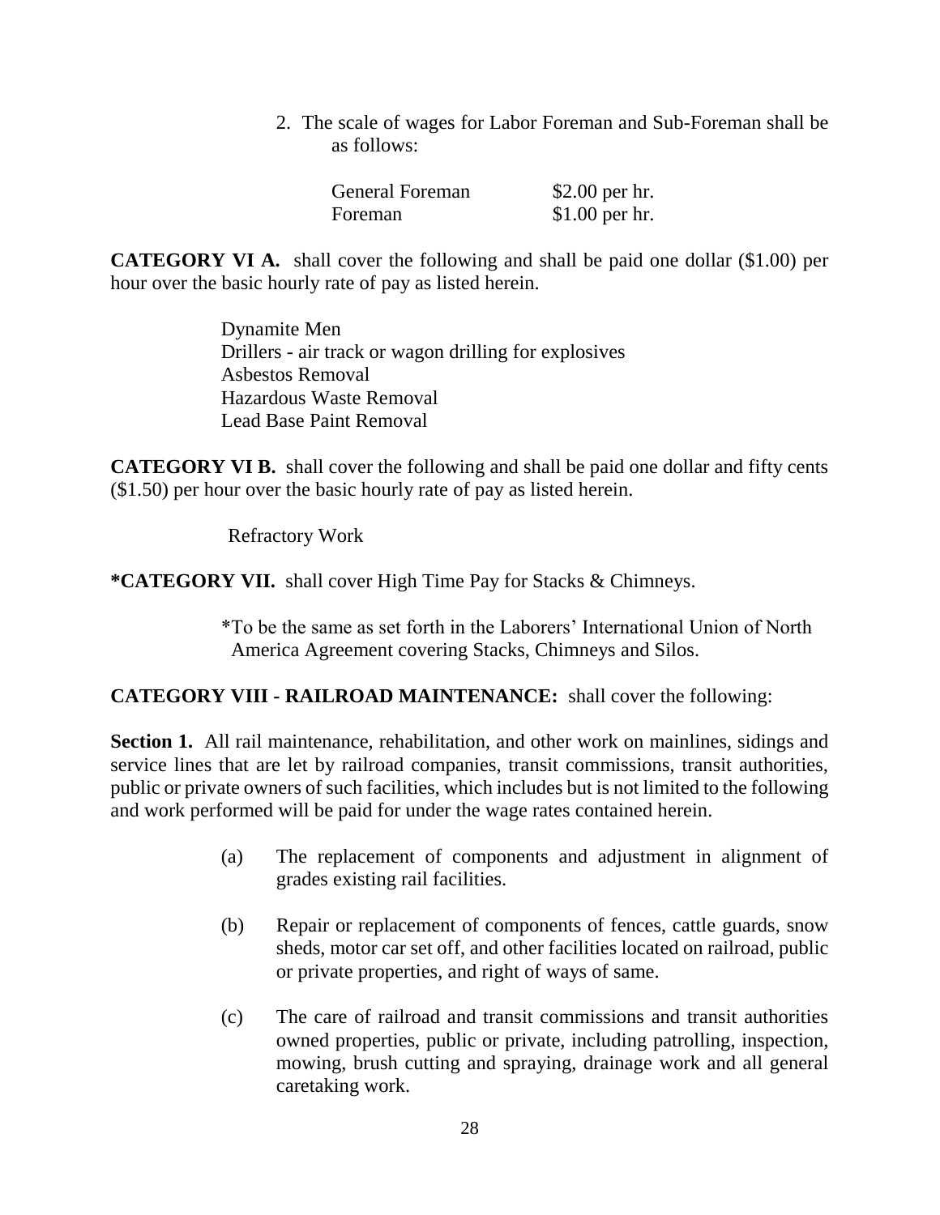2. The scale of wages for Labor Foreman and Sub-Foreman shall be as follows:

| | |
|---|---|
| General Foreman | $2.00 per hr. |
| Foreman | $1.00 per hr. |

**CATEGORY VI A.** shall cover the following and shall be paid one dollar ($1.00) per hour over the basic hourly rate of pay as listed herein.

Dynamite Men
Drillers - air track or wagon drilling for explosives
Asbestos Removal
Hazardous Waste Removal
Lead Base Paint Removal

**CATEGORY VI B.** shall cover the following and shall be paid one dollar and fifty cents ($1.50) per hour over the basic hourly rate of pay as listed herein.

Refractory Work

***CATEGORY VII.** shall cover High Time Pay for Stacks & Chimneys.

*To be the same as set forth in the Laborers' International Union of North America Agreement covering Stacks, Chimneys and Silos.

**CATEGORY VIII - RAILROAD MAINTENANCE:** shall cover the following:

**Section 1.** All rail maintenance, rehabilitation, and other work on mainlines, sidings and service lines that are let by railroad companies, transit commissions, transit authorities, public or private owners of such facilities, which includes but is not limited to the following and work performed will be paid for under the wage rates contained herein.

(a) The replacement of components and adjustment in alignment of grades existing rail facilities.

(b) Repair or replacement of components of fences, cattle guards, snow sheds, motor car set off, and other facilities located on railroad, public or private properties, and right of ways of same.

(c) The care of railroad and transit commissions and transit authorities owned properties, public or private, including patrolling, inspection, mowing, brush cutting and spraying, drainage work and all general caretaking work.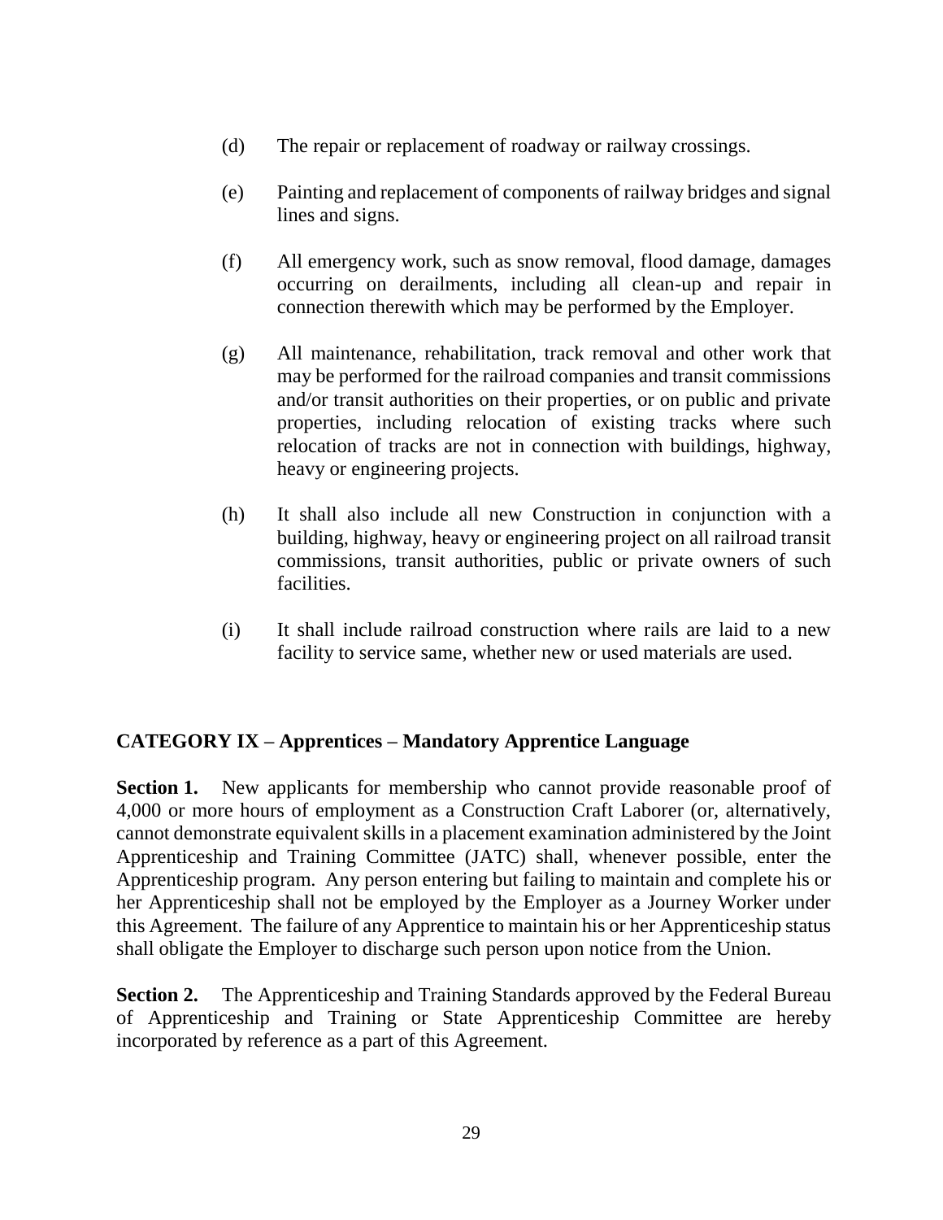(d) The repair or replacement of roadway or railway crossings.

(e) Painting and replacement of components of railway bridges and signal lines and signs.

(f) All emergency work, such as snow removal, flood damage, damages occurring on derailments, including all clean-up and repair in connection therewith which may be performed by the Employer.

(g) All maintenance, rehabilitation, track removal and other work that may be performed for the railroad companies and transit commissions and/or transit authorities on their properties, or on public and private properties, including relocation of existing tracks where such relocation of tracks are not in connection with buildings, highway, heavy or engineering projects.

(h) It shall also include all new Construction in conjunction with a building, highway, heavy or engineering project on all railroad transit commissions, transit authorities, public or private owners of such facilities.

(i) It shall include railroad construction where rails are laid to a new facility to service same, whether new or used materials are used.

## CATEGORY IX – Apprentices – Mandatory Apprentice Language

**Section 1.** New applicants for membership who cannot provide reasonable proof of 4,000 or more hours of employment as a Construction Craft Laborer (or, alternatively, cannot demonstrate equivalent skills in a placement examination administered by the Joint Apprenticeship and Training Committee (JATC) shall, whenever possible, enter the Apprenticeship program. Any person entering but failing to maintain and complete his or her Apprenticeship shall not be employed by the Employer as a Journey Worker under this Agreement. The failure of any Apprentice to maintain his or her Apprenticeship status shall obligate the Employer to discharge such person upon notice from the Union.

**Section 2.** The Apprenticeship and Training Standards approved by the Federal Bureau of Apprenticeship and Training or State Apprenticeship Committee are hereby incorporated by reference as a part of this Agreement.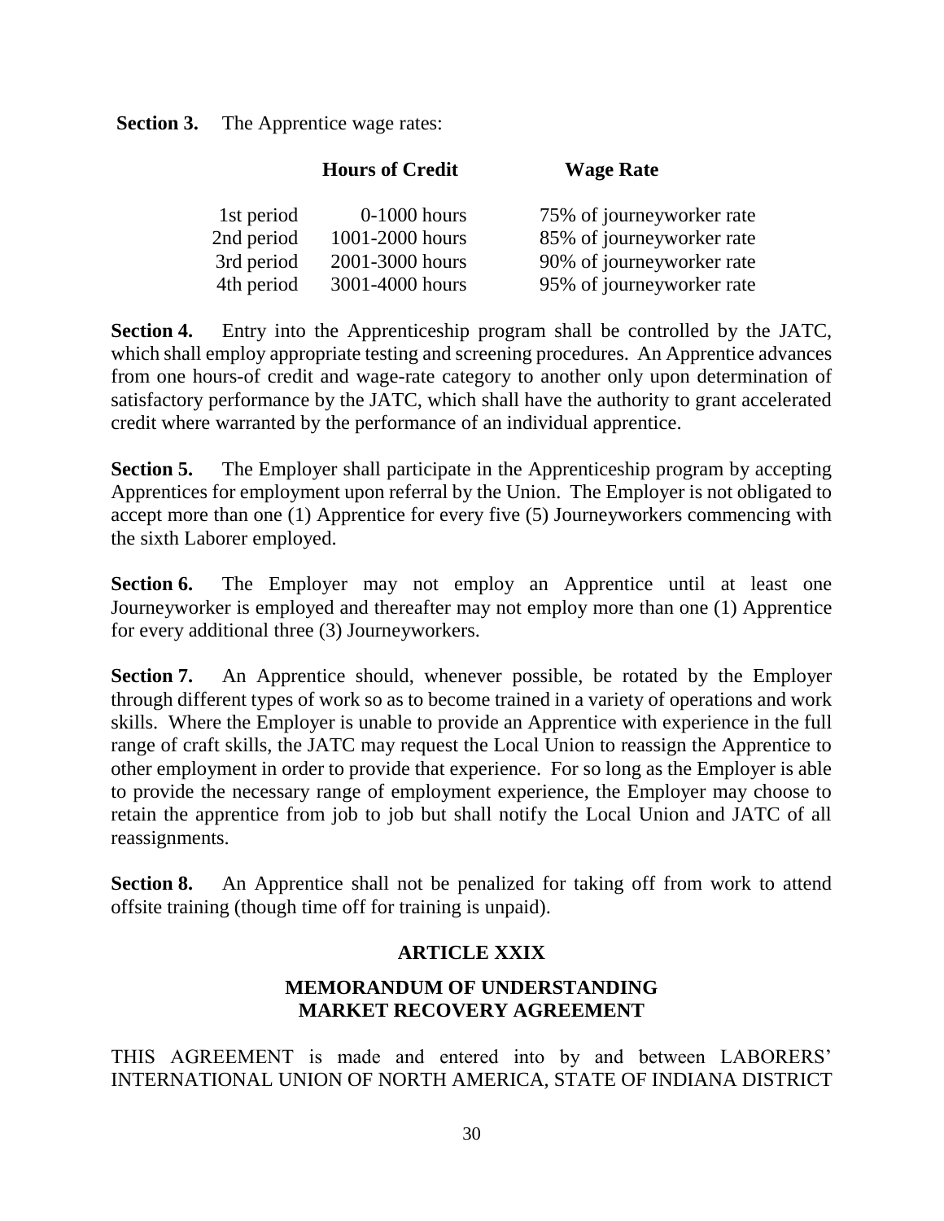**Section 3.** The Apprentice wage rates:

| | Hours of Credit | Wage Rate |
|---|---|---|
| 1st period | 0-1000 hours | 75% of journeyworker rate |
| 2nd period | 1001-2000 hours | 85% of journeyworker rate |
| 3rd period | 2001-3000 hours | 90% of journeyworker rate |
| 4th period | 3001-4000 hours | 95% of journeyworker rate |

**Section 4.** Entry into the Apprenticeship program shall be controlled by the JATC, which shall employ appropriate testing and screening procedures. An Apprentice advances from one hours-of credit and wage-rate category to another only upon determination of satisfactory performance by the JATC, which shall have the authority to grant accelerated credit where warranted by the performance of an individual apprentice.

**Section 5.** The Employer shall participate in the Apprenticeship program by accepting Apprentices for employment upon referral by the Union. The Employer is not obligated to accept more than one (1) Apprentice for every five (5) Journeyworkers commencing with the sixth Laborer employed.

**Section 6.** The Employer may not employ an Apprentice until at least one Journeyworker is employed and thereafter may not employ more than one (1) Apprentice for every additional three (3) Journeyworkers.

**Section 7.** An Apprentice should, whenever possible, be rotated by the Employer through different types of work so as to become trained in a variety of operations and work skills. Where the Employer is unable to provide an Apprentice with experience in the full range of craft skills, the JATC may request the Local Union to reassign the Apprentice to other employment in order to provide that experience. For so long as the Employer is able to provide the necessary range of employment experience, the Employer may choose to retain the apprentice from job to job but shall notify the Local Union and JATC of all reassignments.

**Section 8.** An Apprentice shall not be penalized for taking off from work to attend offsite training (though time off for training is unpaid).

## ARTICLE XXIX

## MEMORANDUM OF UNDERSTANDING MARKET RECOVERY AGREEMENT

THIS AGREEMENT is made and entered into by and between LABORERS' INTERNATIONAL UNION OF NORTH AMERICA, STATE OF INDIANA DISTRICT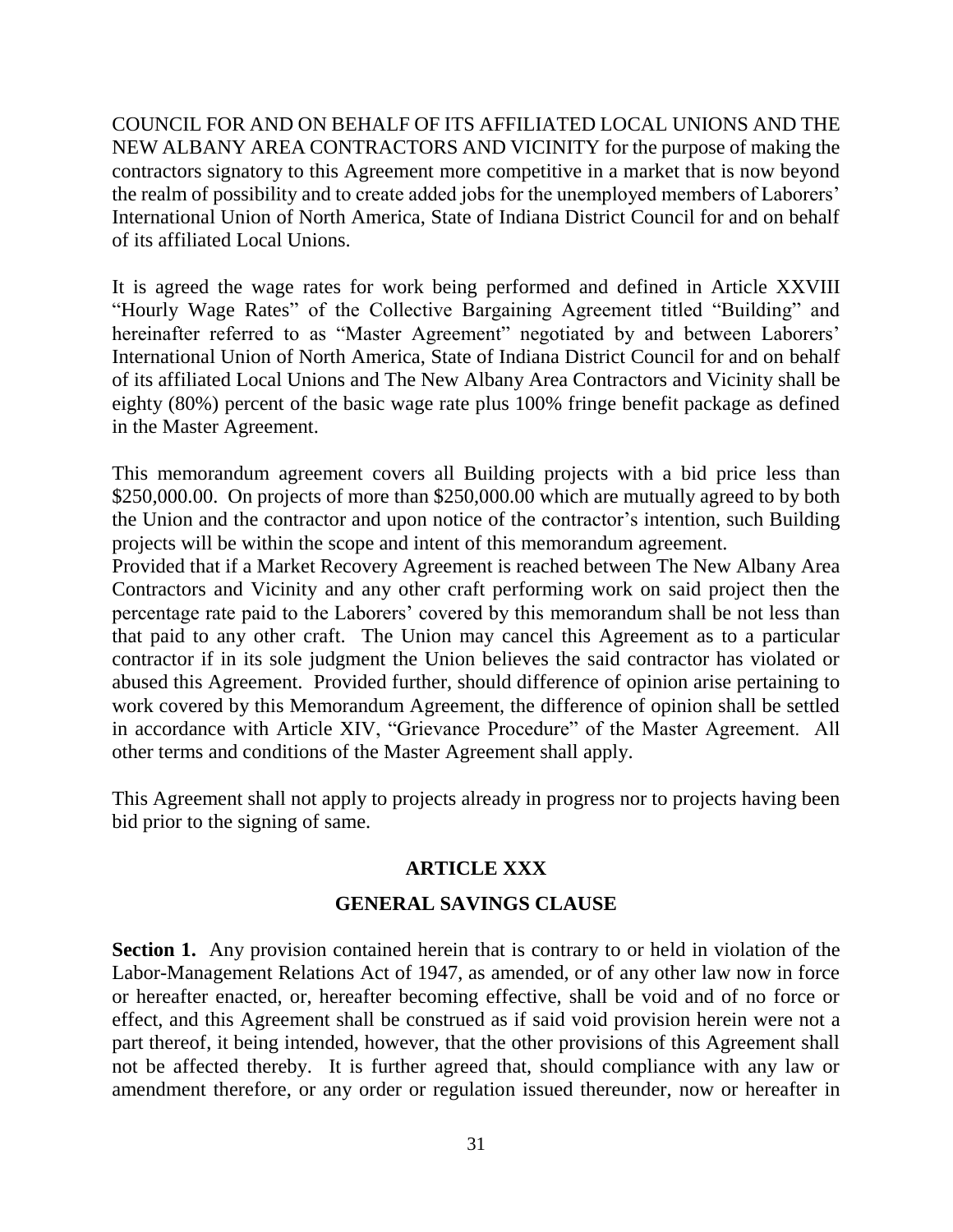COUNCIL FOR AND ON BEHALF OF ITS AFFILIATED LOCAL UNIONS AND THE NEW ALBANY AREA CONTRACTORS AND VICINITY for the purpose of making the contractors signatory to this Agreement more competitive in a market that is now beyond the realm of possibility and to create added jobs for the unemployed members of Laborers' International Union of North America, State of Indiana District Council for and on behalf of its affiliated Local Unions.

It is agreed the wage rates for work being performed and defined in Article XXVIII "Hourly Wage Rates" of the Collective Bargaining Agreement titled "Building" and hereinafter referred to as "Master Agreement" negotiated by and between Laborers' International Union of North America, State of Indiana District Council for and on behalf of its affiliated Local Unions and The New Albany Area Contractors and Vicinity shall be eighty (80%) percent of the basic wage rate plus 100% fringe benefit package as defined in the Master Agreement.

This memorandum agreement covers all Building projects with a bid price less than $250,000.00. On projects of more than $250,000.00 which are mutually agreed to by both the Union and the contractor and upon notice of the contractor's intention, such Building projects will be within the scope and intent of this memorandum agreement.
Provided that if a Market Recovery Agreement is reached between The New Albany Area Contractors and Vicinity and any other craft performing work on said project then the percentage rate paid to the Laborers' covered by this memorandum shall be not less than that paid to any other craft. The Union may cancel this Agreement as to a particular contractor if in its sole judgment the Union believes the said contractor has violated or abused this Agreement. Provided further, should difference of opinion arise pertaining to work covered by this Memorandum Agreement, the difference of opinion shall be settled in accordance with Article XIV, "Grievance Procedure" of the Master Agreement. All other terms and conditions of the Master Agreement shall apply.

This Agreement shall not apply to projects already in progress nor to projects having been bid prior to the signing of same.

## ARTICLE XXX

## GENERAL SAVINGS CLAUSE

**Section 1.** Any provision contained herein that is contrary to or held in violation of the Labor-Management Relations Act of 1947, as amended, or of any other law now in force or hereafter enacted, or, hereafter becoming effective, shall be void and of no force or effect, and this Agreement shall be construed as if said void provision herein were not a part thereof, it being intended, however, that the other provisions of this Agreement shall not be affected thereby. It is further agreed that, should compliance with any law or amendment therefore, or any order or regulation issued thereunder, now or hereafter in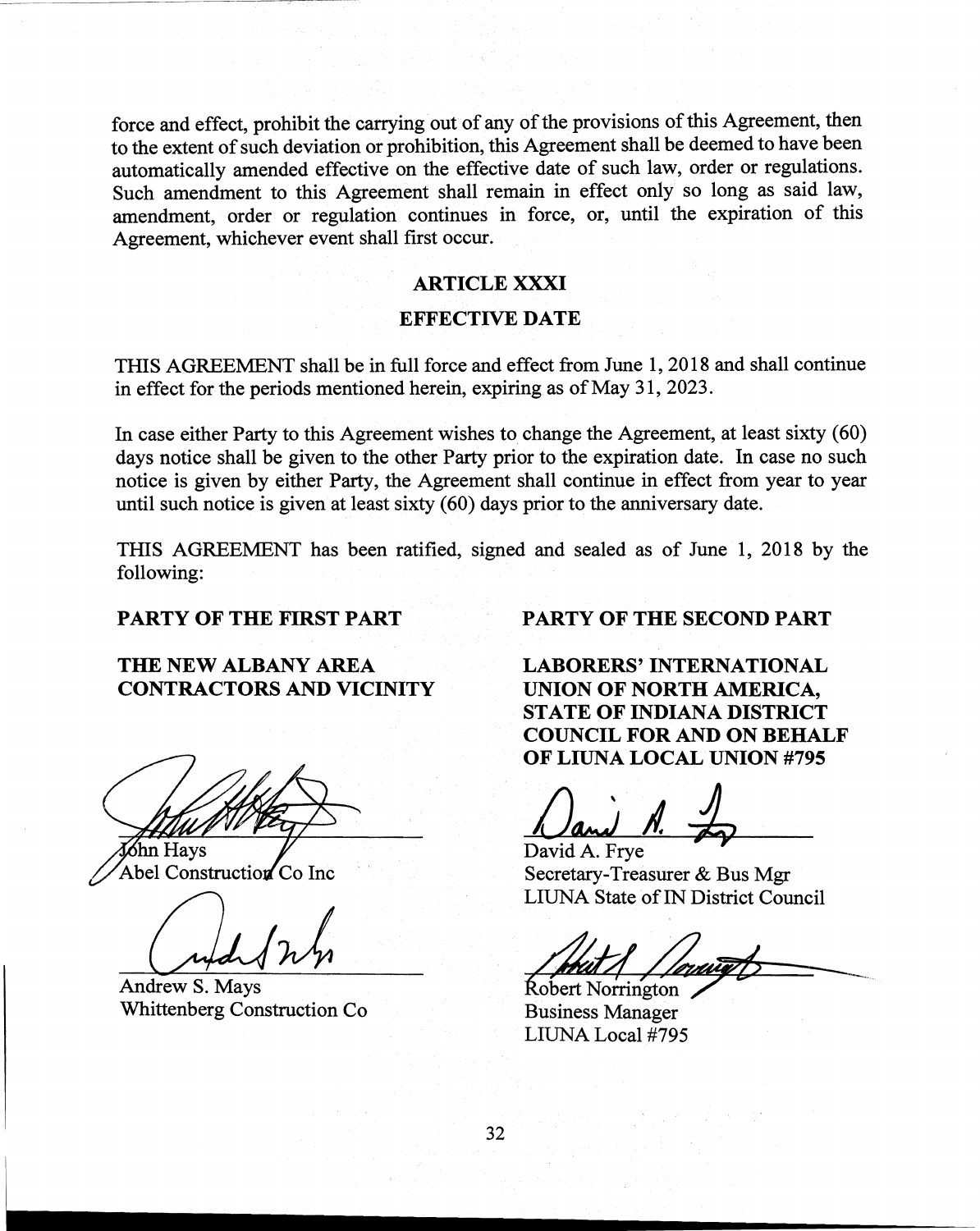force and effect, prohibit the carrying out of any of the provisions of this Agreement, then to the extent of such deviation or prohibition, this Agreement shall be deemed to have been automatically amended effective on the effective date of such law, order or regulations. Such amendment to this Agreement shall remain in effect only so long as said law, amendment, order or regulation continues in force, or, until the expiration of this Agreement, whichever event shall first occur.

## ARTICLE XXXI

## EFFECTIVE DATE

THIS AGREEMENT shall be in full force and effect from June 1, 2018 and shall continue in effect for the periods mentioned herein, expiring as of May 31, 2023.

In case either Party to this Agreement wishes to change the Agreement, at least sixty (60) days notice shall be given to the other Party prior to the expiration date. In case no such notice is given by either Party, the Agreement shall continue in effect from year to year until such notice is given at least sixty (60) days prior to the anniversary date.

THIS AGREEMENT has been ratified, signed and sealed as of June 1, 2018 by the following:

**PARTY OF THE FIRST PART**

**THE NEW ALBANY AREA CONTRACTORS AND VICINITY**

John Hays
Abel Construction Co Inc

Andrew S. Mays
Whittenberg Construction Co

**PARTY OF THE SECOND PART**

**LABORERS' INTERNATIONAL UNION OF NORTH AMERICA, STATE OF INDIANA DISTRICT COUNCIL FOR AND ON BEHALF OF LIUNA LOCAL UNION #795**

David A. Frye
Secretary-Treasurer & Bus Mgr
LIUNA State of IN District Council

Robert Norrington
Business Manager
LIUNA Local #795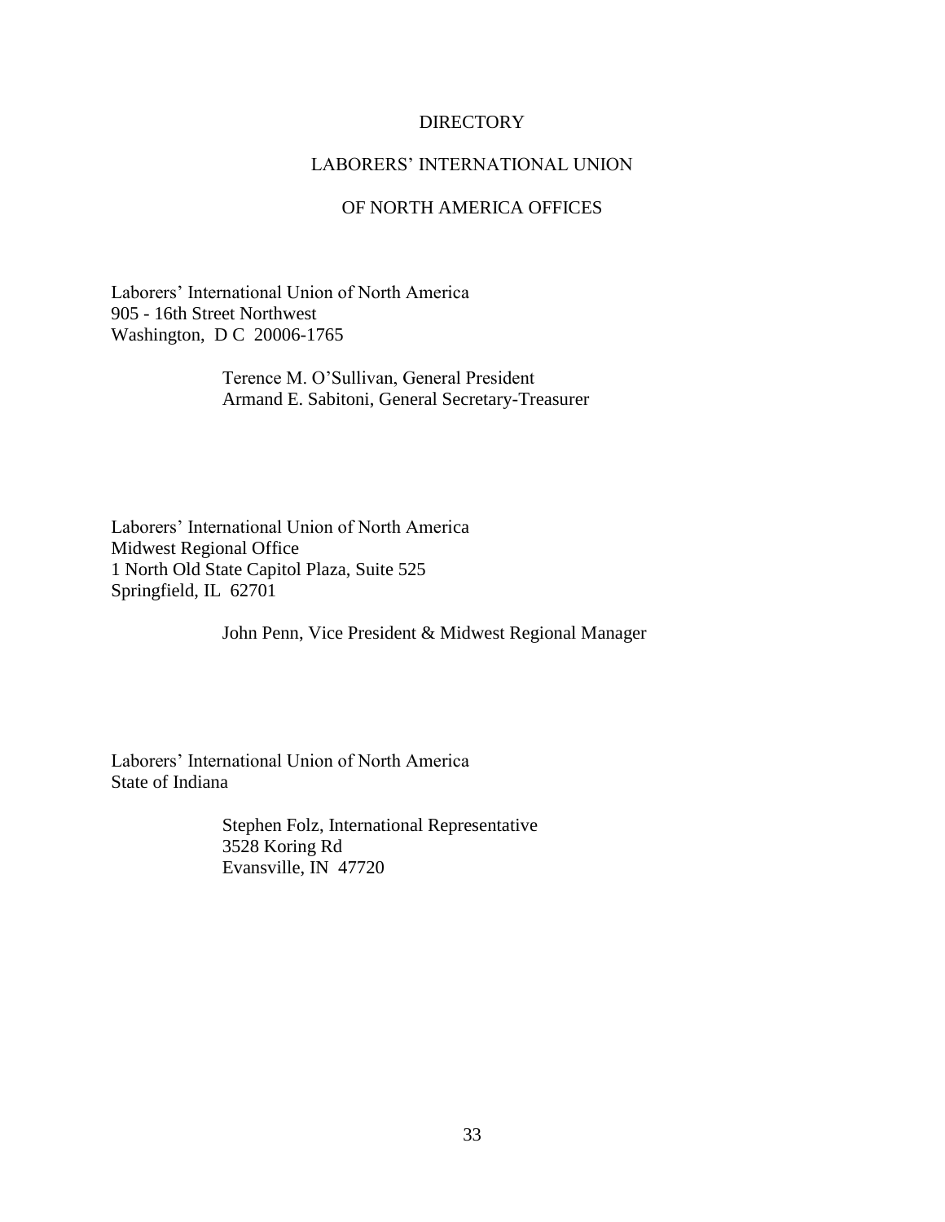# DIRECTORY

## LABORERS' INTERNATIONAL UNION

## OF NORTH AMERICA OFFICES

Laborers' International Union of North America
905 - 16th Street Northwest
Washington, D C 20006-1765

> Terence M. O'Sullivan, General President
> Armand E. Sabitoni, General Secretary-Treasurer

Laborers' International Union of North America
Midwest Regional Office
1 North Old State Capitol Plaza, Suite 525
Springfield, IL 62701

> John Penn, Vice President & Midwest Regional Manager

Laborers' International Union of North America
State of Indiana

> Stephen Folz, International Representative
> 3528 Koring Rd
> Evansville, IN 47720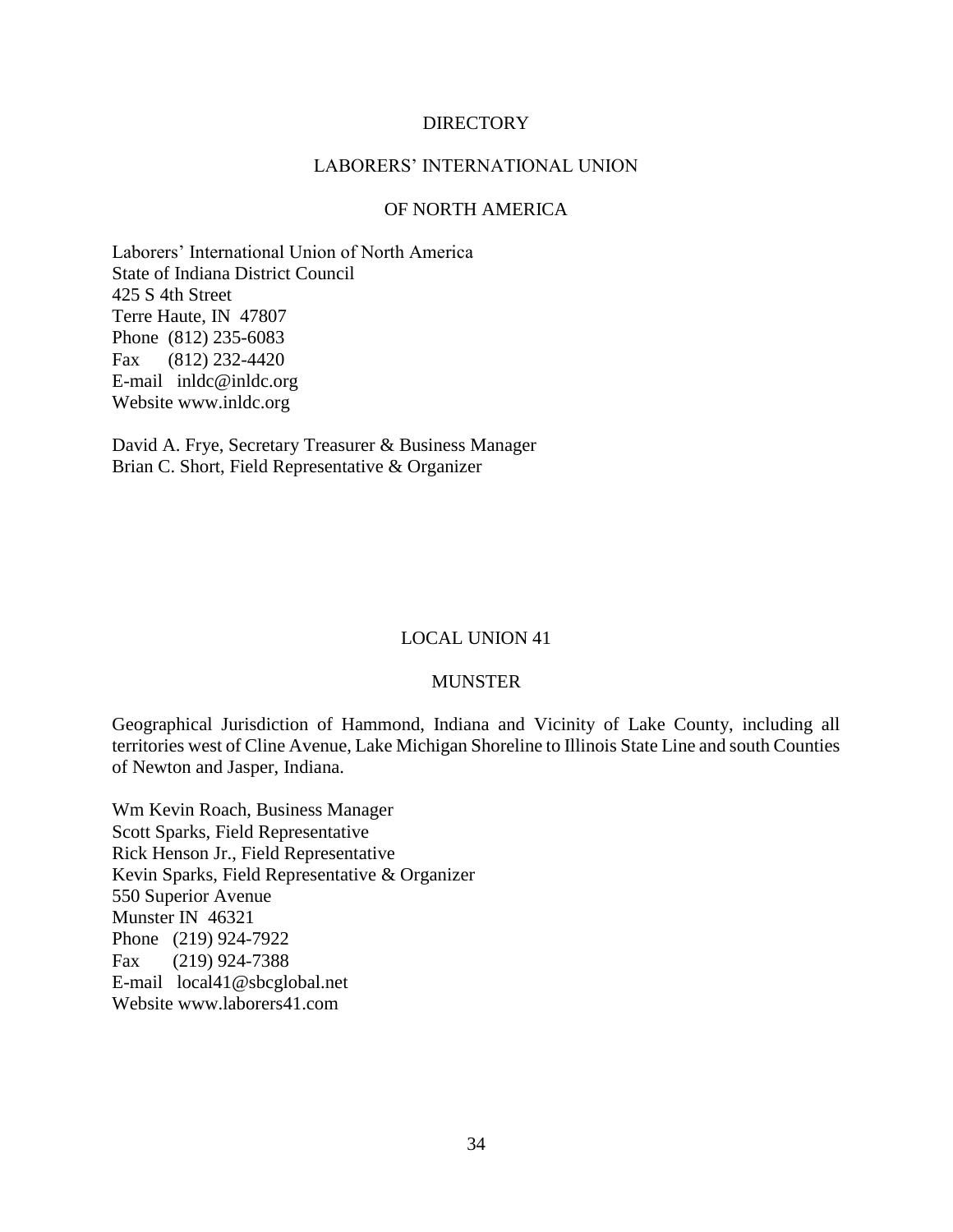# DIRECTORY

## LABORERS' INTERNATIONAL UNION

## OF NORTH AMERICA

Laborers' International Union of North America
State of Indiana District Council
425 S 4th Street
Terre Haute, IN 47807
Phone (812) 235-6083
Fax (812) 232-4420
E-mail inldc@inldc.org
Website www.inldc.org

David A. Frye, Secretary Treasurer & Business Manager
Brian C. Short, Field Representative & Organizer

## LOCAL UNION 41

## MUNSTER

Geographical Jurisdiction of Hammond, Indiana and Vicinity of Lake County, including all territories west of Cline Avenue, Lake Michigan Shoreline to Illinois State Line and south Counties of Newton and Jasper, Indiana.

Wm Kevin Roach, Business Manager
Scott Sparks, Field Representative
Rick Henson Jr., Field Representative
Kevin Sparks, Field Representative & Organizer
550 Superior Avenue
Munster IN 46321
Phone (219) 924-7922
Fax (219) 924-7388
E-mail local41@sbcglobal.net
Website www.laborers41.com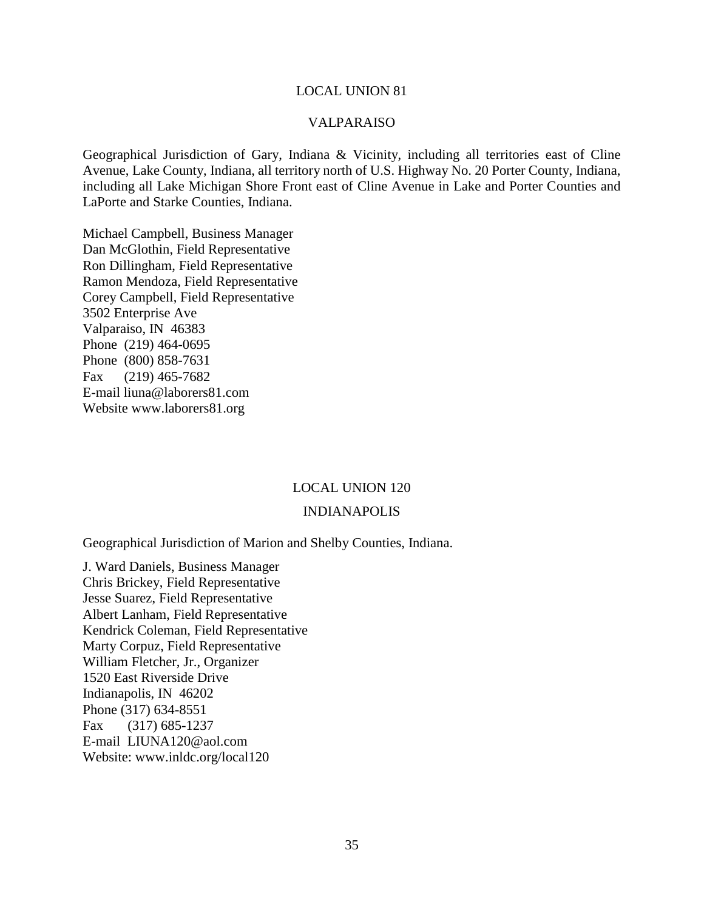## LOCAL UNION 81

## VALPARAISO

Geographical Jurisdiction of Gary, Indiana & Vicinity, including all territories east of Cline Avenue, Lake County, Indiana, all territory north of U.S. Highway No. 20 Porter County, Indiana, including all Lake Michigan Shore Front east of Cline Avenue in Lake and Porter Counties and LaPorte and Starke Counties, Indiana.

Michael Campbell, Business Manager
Dan McGlothin, Field Representative
Ron Dillingham, Field Representative
Ramon Mendoza, Field Representative
Corey Campbell, Field Representative
3502 Enterprise Ave
Valparaiso, IN 46383
Phone (219) 464-0695
Phone (800) 858-7631
Fax (219) 465-7682
E-mail liuna@laborers81.com
Website www.laborers81.org

## LOCAL UNION 120

## INDIANAPOLIS

Geographical Jurisdiction of Marion and Shelby Counties, Indiana.

J. Ward Daniels, Business Manager
Chris Brickey, Field Representative
Jesse Suarez, Field Representative
Albert Lanham, Field Representative
Kendrick Coleman, Field Representative
Marty Corpuz, Field Representative
William Fletcher, Jr., Organizer
1520 East Riverside Drive
Indianapolis, IN 46202
Phone (317) 634-8551
Fax (317) 685-1237
E-mail LIUNA120@aol.com
Website: www.inldc.org/local120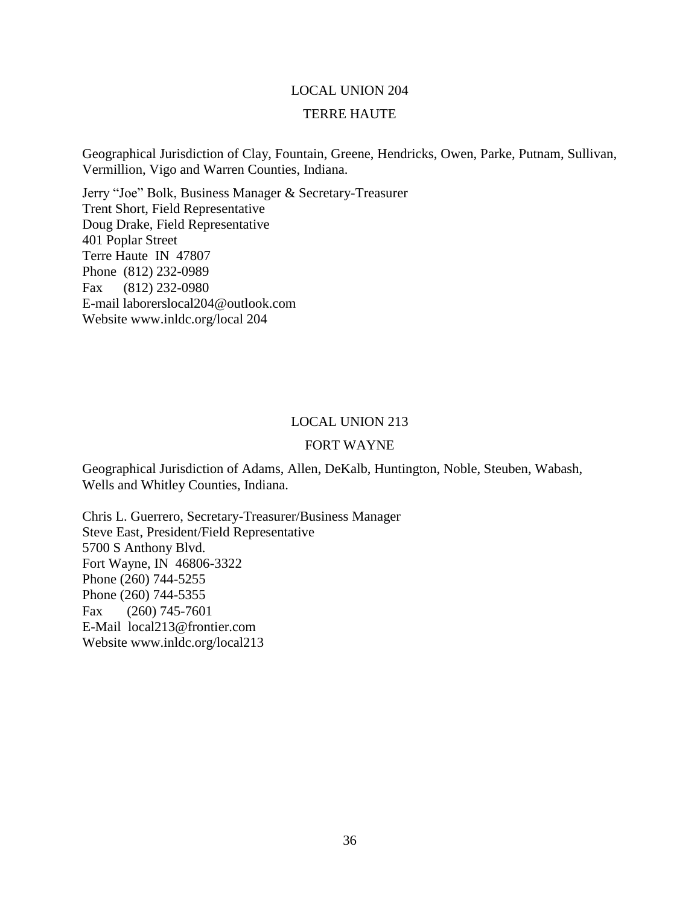## LOCAL UNION 204

## TERRE HAUTE

Geographical Jurisdiction of Clay, Fountain, Greene, Hendricks, Owen, Parke, Putnam, Sullivan, Vermillion, Vigo and Warren Counties, Indiana.

Jerry "Joe" Bolk, Business Manager & Secretary-Treasurer  
Trent Short, Field Representative  
Doug Drake, Field Representative  
401 Poplar Street  
Terre Haute IN 47807  
Phone (812) 232-0989  
Fax (812) 232-0980  
E-mail laborerslocal204@outlook.com  
Website www.inldc.org/local 204

## LOCAL UNION 213

## FORT WAYNE

Geographical Jurisdiction of Adams, Allen, DeKalb, Huntington, Noble, Steuben, Wabash, Wells and Whitley Counties, Indiana.

Chris L. Guerrero, Secretary-Treasurer/Business Manager  
Steve East, President/Field Representative  
5700 S Anthony Blvd.  
Fort Wayne, IN 46806-3322  
Phone (260) 744-5255  
Phone (260) 744-5355  
Fax (260) 745-7601  
E-Mail local213@frontier.com  
Website www.inldc.org/local213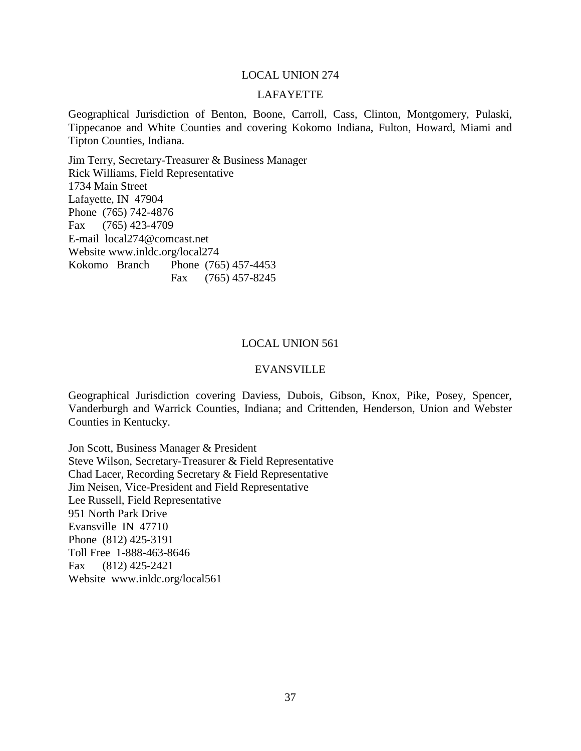## LOCAL UNION 274

### LAFAYETTE

Geographical Jurisdiction of Benton, Boone, Carroll, Cass, Clinton, Montgomery, Pulaski, Tippecanoe and White Counties and covering Kokomo Indiana, Fulton, Howard, Miami and Tipton Counties, Indiana.

Jim Terry, Secretary-Treasurer & Business Manager  
Rick Williams, Field Representative  
1734 Main Street  
Lafayette, IN 47904  
Phone (765) 742-4876  
Fax (765) 423-4709  
E-mail local274@comcast.net  
Website www.inldc.org/local274  
Kokomo Branch Phone (765) 457-4453  
Fax (765) 457-8245

## LOCAL UNION 561

### EVANSVILLE

Geographical Jurisdiction covering Daviess, Dubois, Gibson, Knox, Pike, Posey, Spencer, Vanderburgh and Warrick Counties, Indiana; and Crittenden, Henderson, Union and Webster Counties in Kentucky.

Jon Scott, Business Manager & President  
Steve Wilson, Secretary-Treasurer & Field Representative  
Chad Lacer, Recording Secretary & Field Representative  
Jim Neisen, Vice-President and Field Representative  
Lee Russell, Field Representative  
951 North Park Drive  
Evansville IN 47710  
Phone (812) 425-3191  
Toll Free 1-888-463-8646  
Fax (812) 425-2421  
Website www.inldc.org/local561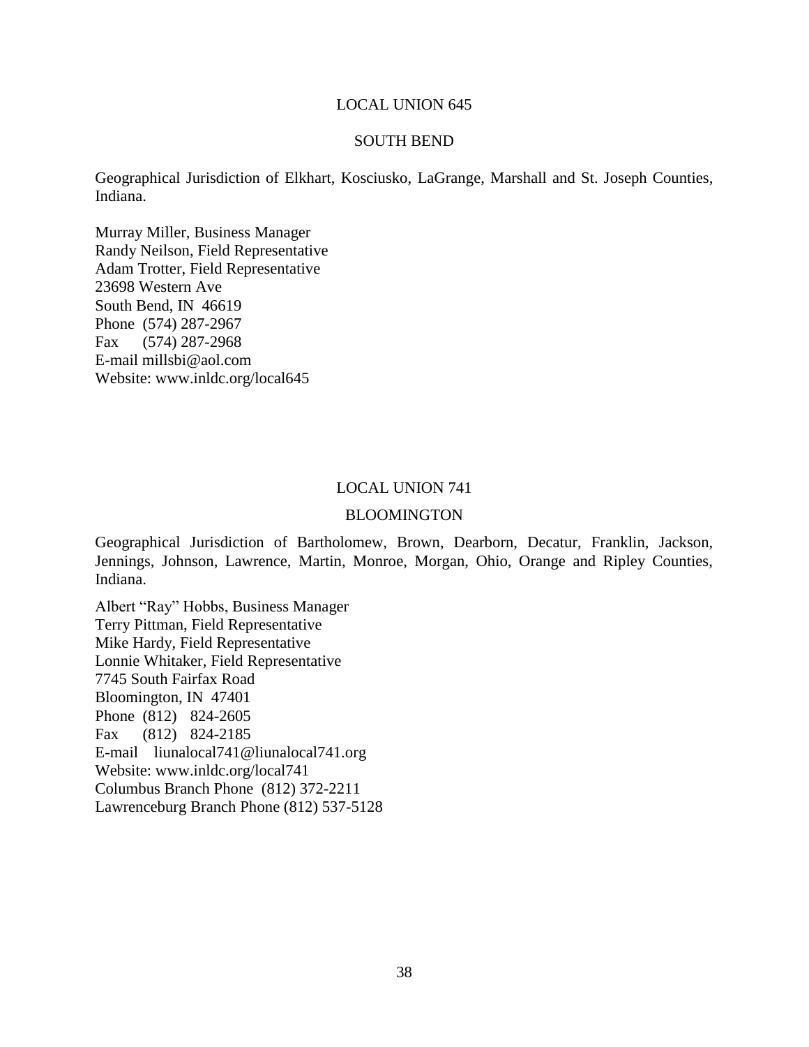## LOCAL UNION 645

### SOUTH BEND

Geographical Jurisdiction of Elkhart, Kosciusko, LaGrange, Marshall and St. Joseph Counties, Indiana.

Murray Miller, Business Manager
Randy Neilson, Field Representative
Adam Trotter, Field Representative
23698 Western Ave
South Bend, IN 46619
Phone (574) 287-2967
Fax (574) 287-2968
E-mail millsbi@aol.com
Website: www.inldc.org/local645

## LOCAL UNION 741

### BLOOMINGTON

Geographical Jurisdiction of Bartholomew, Brown, Dearborn, Decatur, Franklin, Jackson, Jennings, Johnson, Lawrence, Martin, Monroe, Morgan, Ohio, Orange and Ripley Counties, Indiana.

Albert "Ray" Hobbs, Business Manager
Terry Pittman, Field Representative
Mike Hardy, Field Representative
Lonnie Whitaker, Field Representative
7745 South Fairfax Road
Bloomington, IN 47401
Phone (812) 824-2605
Fax (812) 824-2185
E-mail liunalocal741@liunalocal741.org
Website: www.inldc.org/local741
Columbus Branch Phone (812) 372-2211
Lawrenceburg Branch Phone (812) 537-5128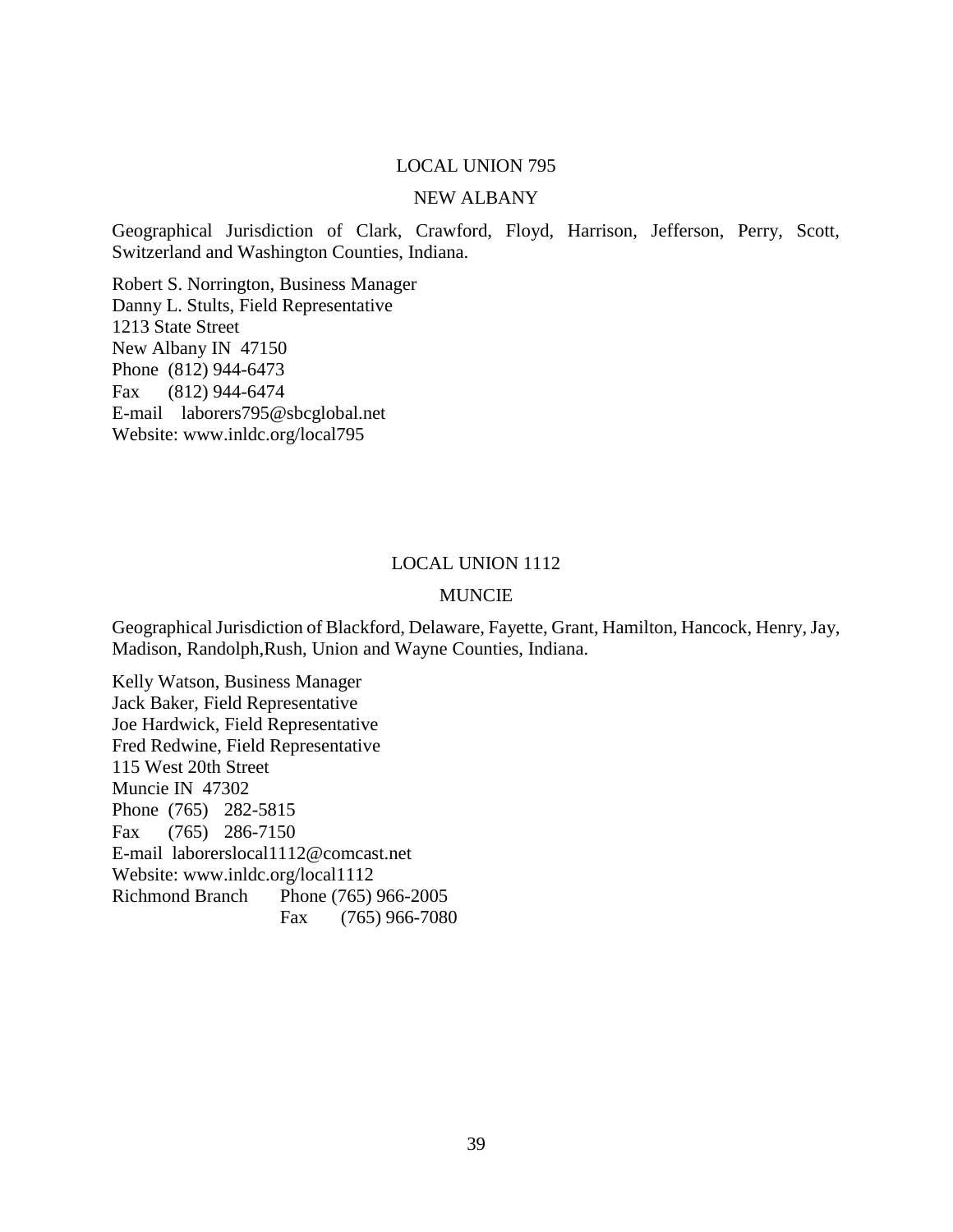## LOCAL UNION 795

## NEW ALBANY

Geographical Jurisdiction of Clark, Crawford, Floyd, Harrison, Jefferson, Perry, Scott, Switzerland and Washington Counties, Indiana.

Robert S. Norrington, Business Manager
Danny L. Stults, Field Representative
1213 State Street
New Albany IN 47150
Phone (812) 944-6473
Fax (812) 944-6474
E-mail laborers795@sbcglobal.net
Website: www.inldc.org/local795

## LOCAL UNION 1112

## MUNCIE

Geographical Jurisdiction of Blackford, Delaware, Fayette, Grant, Hamilton, Hancock, Henry, Jay, Madison, Randolph,Rush, Union and Wayne Counties, Indiana.

Kelly Watson, Business Manager
Jack Baker, Field Representative
Joe Hardwick, Field Representative
Fred Redwine, Field Representative
115 West 20th Street
Muncie IN 47302
Phone (765) 282-5815
Fax (765) 286-7150
E-mail laborerslocal1112@comcast.net
Website: www.inldc.org/local1112
Richmond Branch Phone (765) 966-2005
Fax (765) 966-7080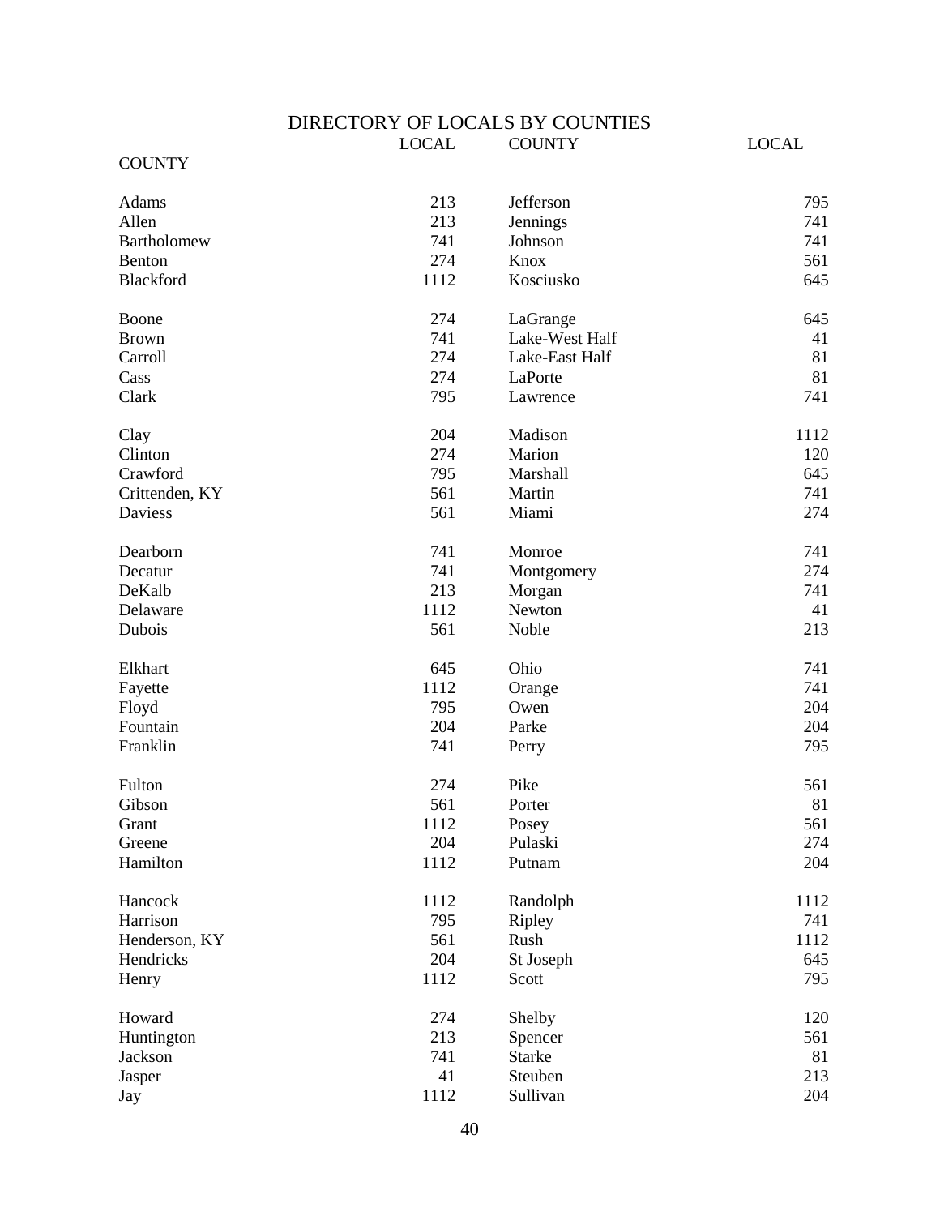# DIRECTORY OF LOCALS BY COUNTIES

| COUNTY | LOCAL | COUNTY | LOCAL |
|---|---|---|---|
| Adams | 213 | Jefferson | 795 |
| Allen | 213 | Jennings | 741 |
| Bartholomew | 741 | Johnson | 741 |
| Benton | 274 | Knox | 561 |
| Blackford | 1112 | Kosciusko | 645 |
| Boone | 274 | LaGrange | 645 |
| Brown | 741 | Lake-West Half | 41 |
| Carroll | 274 | Lake-East Half | 81 |
| Cass | 274 | LaPorte | 81 |
| Clark | 795 | Lawrence | 741 |
| Clay | 204 | Madison | 1112 |
| Clinton | 274 | Marion | 120 |
| Crawford | 795 | Marshall | 645 |
| Crittenden, KY | 561 | Martin | 741 |
| Daviess | 561 | Miami | 274 |
| Dearborn | 741 | Monroe | 741 |
| Decatur | 741 | Montgomery | 274 |
| DeKalb | 213 | Morgan | 741 |
| Delaware | 1112 | Newton | 41 |
| Dubois | 561 | Noble | 213 |
| Elkhart | 645 | Ohio | 741 |
| Fayette | 1112 | Orange | 741 |
| Floyd | 795 | Owen | 204 |
| Fountain | 204 | Parke | 204 |
| Franklin | 741 | Perry | 795 |
| Fulton | 274 | Pike | 561 |
| Gibson | 561 | Porter | 81 |
| Grant | 1112 | Posey | 561 |
| Greene | 204 | Pulaski | 274 |
| Hamilton | 1112 | Putnam | 204 |
| Hancock | 1112 | Randolph | 1112 |
| Harrison | 795 | Ripley | 741 |
| Henderson, KY | 561 | Rush | 1112 |
| Hendricks | 204 | St Joseph | 645 |
| Henry | 1112 | Scott | 795 |
| Howard | 274 | Shelby | 120 |
| Huntington | 213 | Spencer | 561 |
| Jackson | 741 | Starke | 81 |
| Jasper | 41 | Steuben | 213 |
| Jay | 1112 | Sullivan | 204 |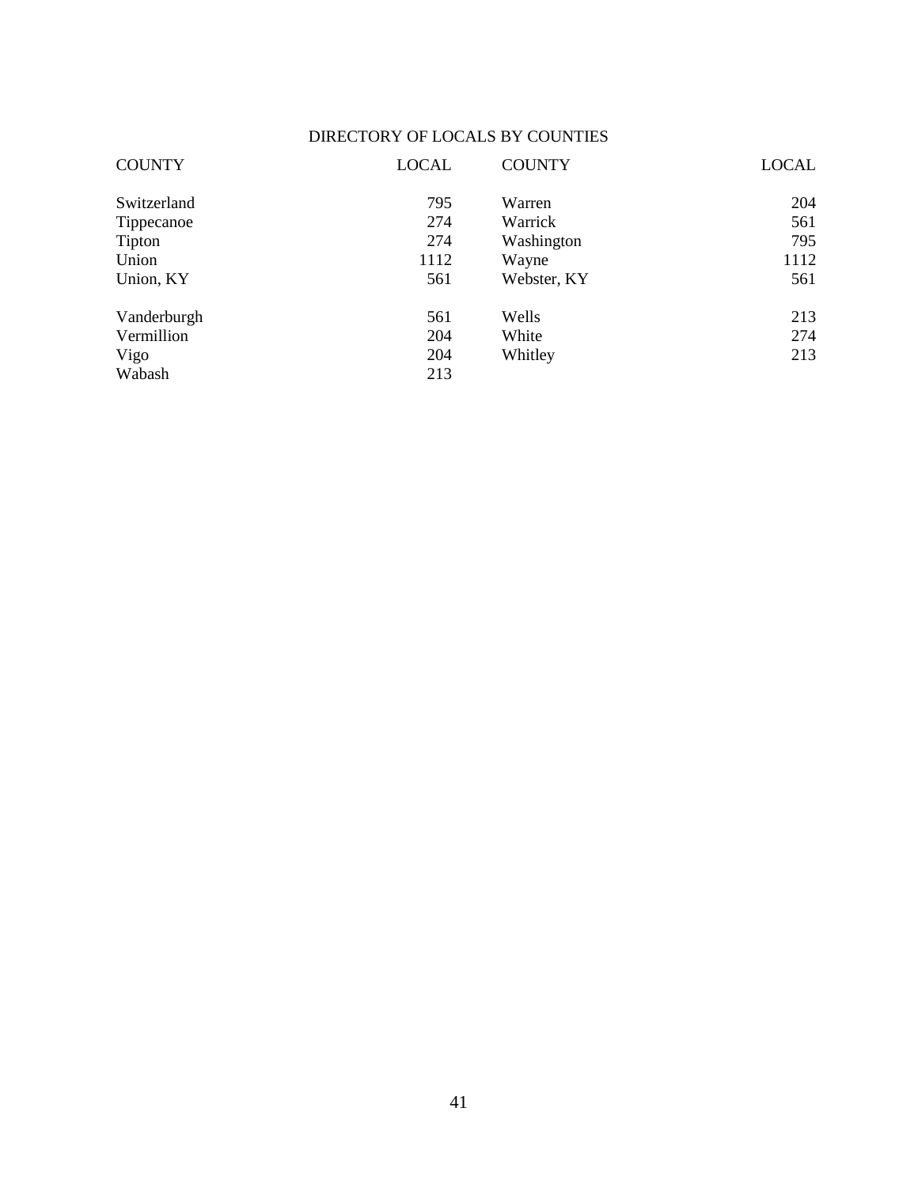DIRECTORY OF LOCALS BY COUNTIES

| COUNTY | LOCAL | COUNTY | LOCAL |
|---|---|---|---|
| Switzerland | 795 | Warren | 204 |
| Tippecanoe | 274 | Warrick | 561 |
| Tipton | 274 | Washington | 795 |
| Union | 1112 | Wayne | 1112 |
| Union, KY | 561 | Webster, KY | 561 |
| Vanderburgh | 561 | Wells | 213 |
| Vermillion | 204 | White | 274 |
| Vigo | 204 | Whitley | 213 |
| Wabash | 213 | | |